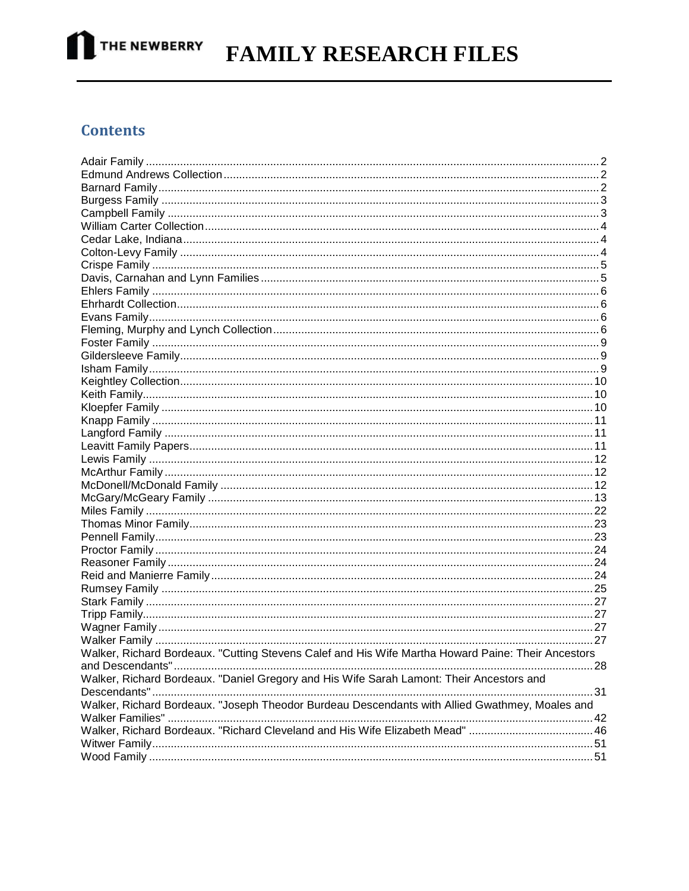# FAMILY RESEARCH FILES

## Contents

- Adair Family ... 2
- Edmund Andrews Collection ... 2
- Barnard Family ... 2
- Burgess Family ... 3
- Campbell Family ... 3
- William Carter Collection ... 4
- Cedar Lake, Indiana ... 4
- Colton-Levy Family ... 4
- Crispe Family ... 5
- Davis, Carnahan and Lynn Families ... 5
- Ehlers Family ... 6
- Ehrhardt Collection ... 6
- Evans Family ... 6
- Fleming, Murphy and Lynch Collection ... 6
- Foster Family ... 9
- Gildersleeve Family ... 9
- Isham Family ... 9
- Keightley Collection ... 10
- Keith Family ... 10
- Kloepfer Family ... 10
- Knapp Family ... 11
- Langford Family ... 11
- Leavitt Family Papers ... 11
- Lewis Family ... 12
- McArthur Family ... 12
- McDonell/McDonald Family ... 12
- McGary/McGeary Family ... 13
- Miles Family ... 22
- Thomas Minor Family ... 23
- Pennell Family ... 23
- Proctor Family ... 24
- Reasoner Family ... 24
- Reid and Manierre Family ... 24
- Rumsey Family ... 25
- Stark Family ... 27
- Tripp Family ... 27
- Wagner Family ... 27
- Walker Family ... 27
- Walker, Richard Bordeaux. "Cutting Stevens Calef and His Wife Martha Howard Paine: Their Ancestors and Descendants" ... 28
- Walker, Richard Bordeaux. "Daniel Gregory and His Wife Sarah Lamont: Their Ancestors and Descendants" ... 31
- Walker, Richard Bordeaux. "Joseph Theodor Burdeau Descendants with Allied Gwathmey, Moales and Walker Families" ... 42
- Walker, Richard Bordeaux. "Richard Cleveland and His Wife Elizabeth Mead" ... 46
- Witwer Family ... 51
- Wood Family ... 51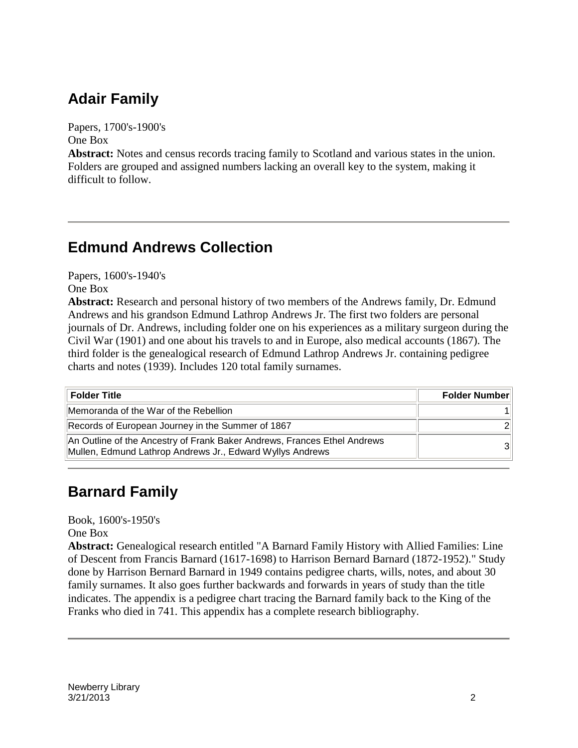## Adair Family

Papers, 1700's-1900's
One Box
**Abstract:** Notes and census records tracing family to Scotland and various states in the union. Folders are grouped and assigned numbers lacking an overall key to the system, making it difficult to follow.

---

## Edmund Andrews Collection

Papers, 1600's-1940's
One Box
**Abstract:** Research and personal history of two members of the Andrews family, Dr. Edmund Andrews and his grandson Edmund Lathrop Andrews Jr. The first two folders are personal journals of Dr. Andrews, including folder one on his experiences as a military surgeon during the Civil War (1901) and one about his travels to and in Europe, also medical accounts (1867). The third folder is the genealogical research of Edmund Lathrop Andrews Jr. containing pedigree charts and notes (1939). Includes 120 total family surnames.

| Folder Title | Folder Number |
|---|---|
| Memoranda of the War of the Rebellion | 1 |
| Records of European Journey in the Summer of 1867 | 2 |
| An Outline of the Ancestry of Frank Baker Andrews, Frances Ethel Andrews Mullen, Edmund Lathrop Andrews Jr., Edward Wyllys Andrews | 3 |

---

## Barnard Family

Book, 1600's-1950's
One Box
**Abstract:** Genealogical research entitled "A Barnard Family History with Allied Families: Line of Descent from Francis Barnard (1617-1698) to Harrison Bernard Barnard (1872-1952)." Study done by Harrison Bernard Barnard in 1949 contains pedigree charts, wills, notes, and about 30 family surnames. It also goes further backwards and forwards in years of study than the title indicates. The appendix is a pedigree chart tracing the Barnard family back to the King of the Franks who died in 741. This appendix has a complete research bibliography.

---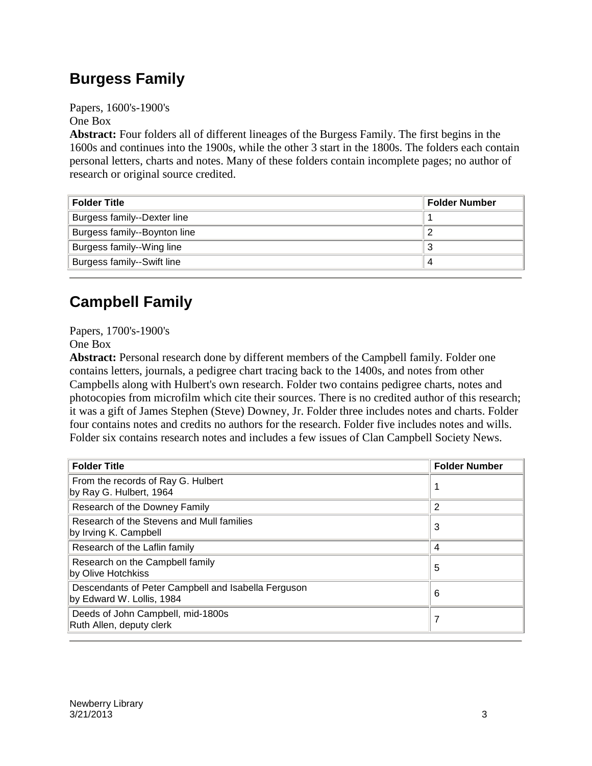## Burgess Family

Papers, 1600's-1900's
One Box
**Abstract:** Four folders all of different lineages of the Burgess Family. The first begins in the 1600s and continues into the 1900s, while the other 3 start in the 1800s. The folders each contain personal letters, charts and notes. Many of these folders contain incomplete pages; no author of research or original source credited.

| Folder Title | Folder Number |
|---|---|
| Burgess family--Dexter line | 1 |
| Burgess family--Boynton line | 2 |
| Burgess family--Wing line | 3 |
| Burgess family--Swift line | 4 |

## Campbell Family

Papers, 1700's-1900's
One Box
**Abstract:** Personal research done by different members of the Campbell family. Folder one contains letters, journals, a pedigree chart tracing back to the 1400s, and notes from other Campbells along with Hulbert's own research. Folder two contains pedigree charts, notes and photocopies from microfilm which cite their sources. There is no credited author of this research; it was a gift of James Stephen (Steve) Downey, Jr. Folder three includes notes and charts. Folder four contains notes and credits no authors for the research. Folder five includes notes and wills. Folder six contains research notes and includes a few issues of Clan Campbell Society News.

| Folder Title | Folder Number |
|---|---|
| From the records of Ray G. Hulbert<br>by Ray G. Hulbert, 1964 | 1 |
| Research of the Downey Family | 2 |
| Research of the Stevens and Mull families<br>by Irving K. Campbell | 3 |
| Research of the Laflin family | 4 |
| Research on the Campbell family<br>by Olive Hotchkiss | 5 |
| Descendants of Peter Campbell and Isabella Ferguson<br>by Edward W. Lollis, 1984 | 6 |
| Deeds of John Campbell, mid-1800s<br>Ruth Allen, deputy clerk | 7 |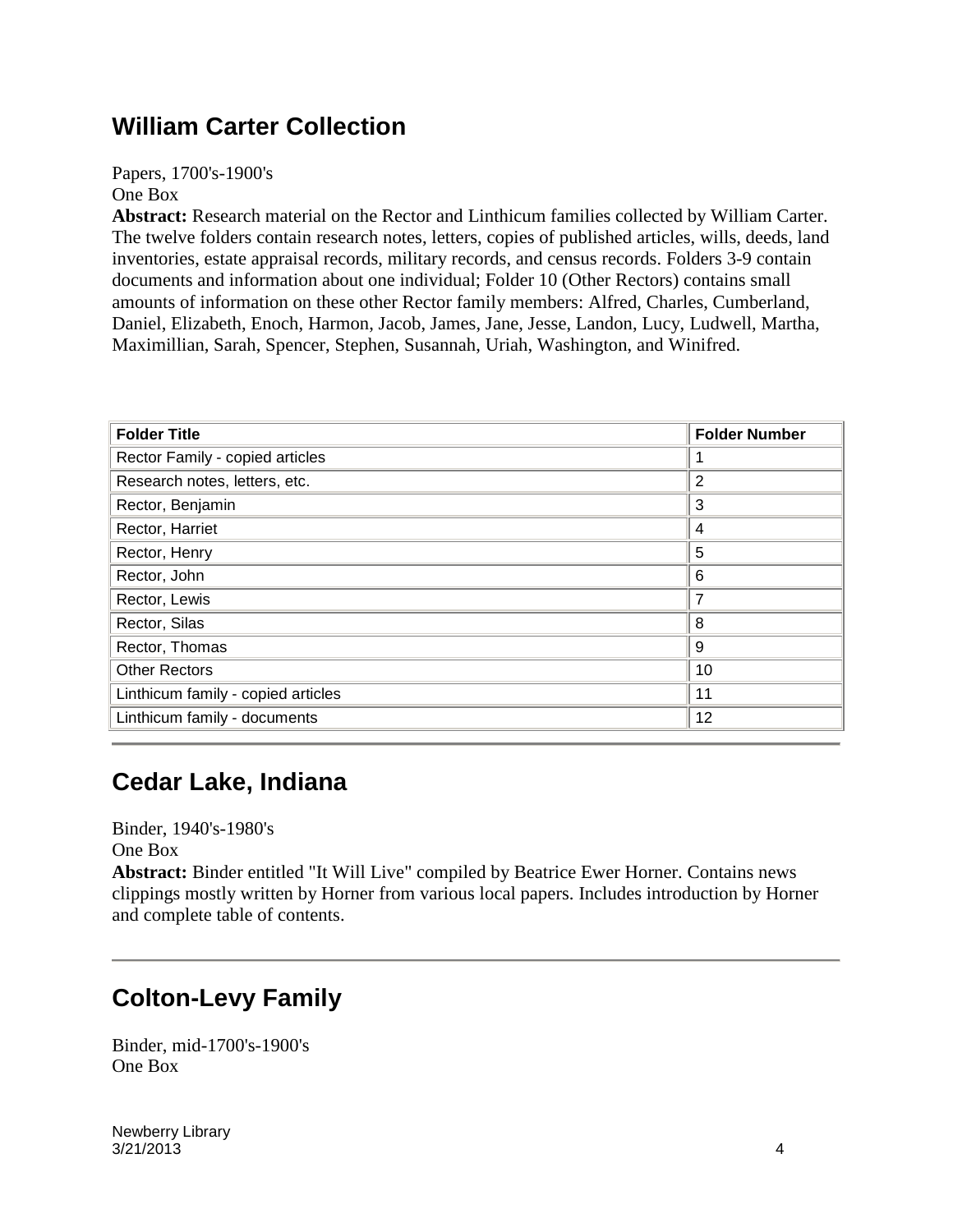## William Carter Collection

Papers, 1700's-1900's
One Box
**Abstract:** Research material on the Rector and Linthicum families collected by William Carter. The twelve folders contain research notes, letters, copies of published articles, wills, deeds, land inventories, estate appraisal records, military records, and census records. Folders 3-9 contain documents and information about one individual; Folder 10 (Other Rectors) contains small amounts of information on these other Rector family members: Alfred, Charles, Cumberland, Daniel, Elizabeth, Enoch, Harmon, Jacob, James, Jane, Jesse, Landon, Lucy, Ludwell, Martha, Maximillian, Sarah, Spencer, Stephen, Susannah, Uriah, Washington, and Winifred.

| Folder Title | Folder Number |
|---|---|
| Rector Family - copied articles | 1 |
| Research notes, letters, etc. | 2 |
| Rector, Benjamin | 3 |
| Rector, Harriet | 4 |
| Rector, Henry | 5 |
| Rector, John | 6 |
| Rector, Lewis | 7 |
| Rector, Silas | 8 |
| Rector, Thomas | 9 |
| Other Rectors | 10 |
| Linthicum family - copied articles | 11 |
| Linthicum family - documents | 12 |

## Cedar Lake, Indiana

Binder, 1940's-1980's
One Box
**Abstract:** Binder entitled "It Will Live" compiled by Beatrice Ewer Horner. Contains news clippings mostly written by Horner from various local papers. Includes introduction by Horner and complete table of contents.

## Colton-Levy Family

Binder, mid-1700's-1900's
One Box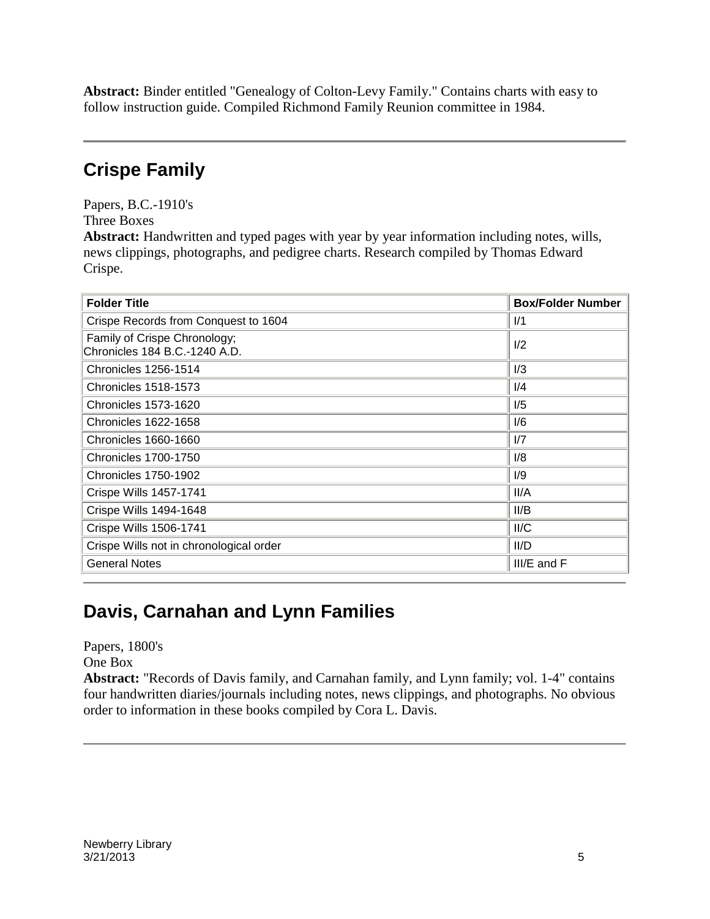**Abstract:** Binder entitled "Genealogy of Colton-Levy Family." Contains charts with easy to follow instruction guide. Compiled Richmond Family Reunion committee in 1984.

---

## Crispe Family

Papers, B.C.-1910's
Three Boxes
**Abstract:** Handwritten and typed pages with year by year information including notes, wills, news clippings, photographs, and pedigree charts. Research compiled by Thomas Edward Crispe.

| Folder Title | Box/Folder Number |
|---|---|
| Crispe Records from Conquest to 1604 | I/1 |
| Family of Crispe Chronology; Chronicles 184 B.C.-1240 A.D. | I/2 |
| Chronicles 1256-1514 | I/3 |
| Chronicles 1518-1573 | I/4 |
| Chronicles 1573-1620 | I/5 |
| Chronicles 1622-1658 | I/6 |
| Chronicles 1660-1660 | I/7 |
| Chronicles 1700-1750 | I/8 |
| Chronicles 1750-1902 | I/9 |
| Crispe Wills 1457-1741 | II/A |
| Crispe Wills 1494-1648 | II/B |
| Crispe Wills 1506-1741 | II/C |
| Crispe Wills not in chronological order | II/D |
| General Notes | III/E and F |

---

## Davis, Carnahan and Lynn Families

Papers, 1800's
One Box
**Abstract:** "Records of Davis family, and Carnahan family, and Lynn family; vol. 1-4" contains four handwritten diaries/journals including notes, news clippings, and photographs. No obvious order to information in these books compiled by Cora L. Davis.

---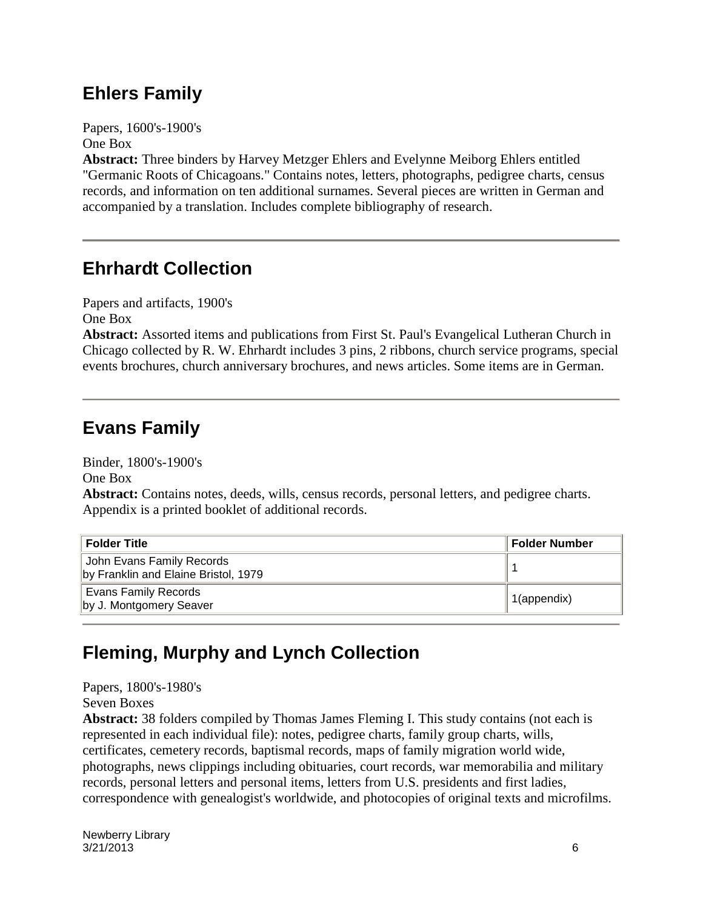## Ehlers Family

Papers, 1600's-1900's
One Box
**Abstract:** Three binders by Harvey Metzger Ehlers and Evelynne Meiborg Ehlers entitled "Germanic Roots of Chicagoans." Contains notes, letters, photographs, pedigree charts, census records, and information on ten additional surnames. Several pieces are written in German and accompanied by a translation. Includes complete bibliography of research.

---

## Ehrhardt Collection

Papers and artifacts, 1900's
One Box
**Abstract:** Assorted items and publications from First St. Paul's Evangelical Lutheran Church in Chicago collected by R. W. Ehrhardt includes 3 pins, 2 ribbons, church service programs, special events brochures, church anniversary brochures, and news articles. Some items are in German.

---

## Evans Family

Binder, 1800's-1900's
One Box
**Abstract:** Contains notes, deeds, wills, census records, personal letters, and pedigree charts. Appendix is a printed booklet of additional records.

| Folder Title | Folder Number |
|---|---|
| John Evans Family Records by Franklin and Elaine Bristol, 1979 | 1 |
| Evans Family Records by J. Montgomery Seaver | 1(appendix) |

---

## Fleming, Murphy and Lynch Collection

Papers, 1800's-1980's
Seven Boxes
**Abstract:** 38 folders compiled by Thomas James Fleming I. This study contains (not each is represented in each individual file): notes, pedigree charts, family group charts, wills, certificates, cemetery records, baptismal records, maps of family migration world wide, photographs, news clippings including obituaries, court records, war memorabilia and military records, personal letters and personal items, letters from U.S. presidents and first ladies, correspondence with genealogist's worldwide, and photocopies of original texts and microfilms.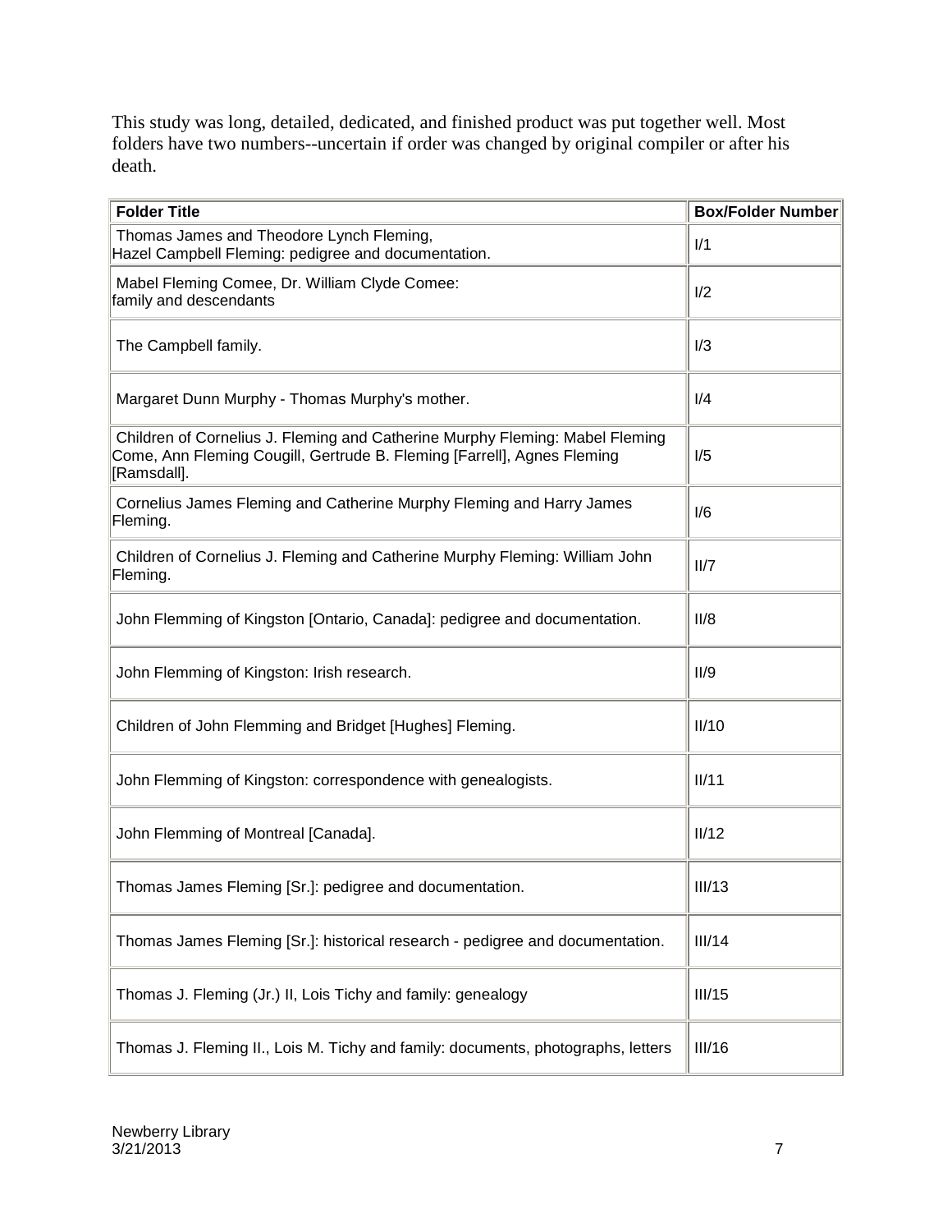This study was long, detailed, dedicated, and finished product was put together well. Most folders have two numbers--uncertain if order was changed by original compiler or after his death.

| Folder Title | Box/Folder Number |
|---|---|
| Thomas James and Theodore Lynch Fleming, Hazel Campbell Fleming: pedigree and documentation. | I/1 |
| Mabel Fleming Comee, Dr. William Clyde Comee: family and descendants | I/2 |
| The Campbell family. | I/3 |
| Margaret Dunn Murphy - Thomas Murphy's mother. | I/4 |
| Children of Cornelius J. Fleming and Catherine Murphy Fleming: Mabel Fleming Come, Ann Fleming Cougill, Gertrude B. Fleming [Farrell], Agnes Fleming [Ramsdall]. | I/5 |
| Cornelius James Fleming and Catherine Murphy Fleming and Harry James Fleming. | I/6 |
| Children of Cornelius J. Fleming and Catherine Murphy Fleming: William John Fleming. | II/7 |
| John Flemming of Kingston [Ontario, Canada]: pedigree and documentation. | II/8 |
| John Flemming of Kingston: Irish research. | II/9 |
| Children of John Flemming and Bridget [Hughes] Fleming. | II/10 |
| John Flemming of Kingston: correspondence with genealogists. | II/11 |
| John Flemming of Montreal [Canada]. | II/12 |
| Thomas James Fleming [Sr.]: pedigree and documentation. | III/13 |
| Thomas James Fleming [Sr.]: historical research - pedigree and documentation. | III/14 |
| Thomas J. Fleming (Jr.) II, Lois Tichy and family: genealogy | III/15 |
| Thomas J. Fleming II., Lois M. Tichy and family: documents, photographs, letters | III/16 |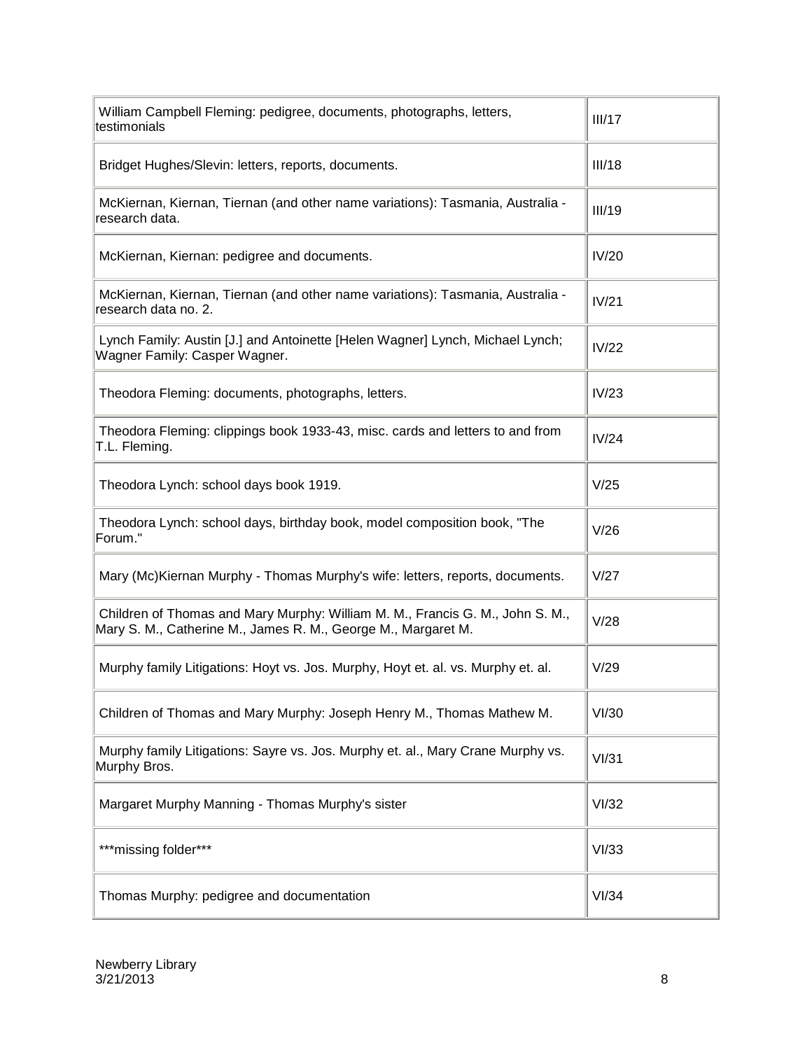| | |
|---|---|
| William Campbell Fleming: pedigree, documents, photographs, letters, testimonials | III/17 |
| Bridget Hughes/Slevin: letters, reports, documents. | III/18 |
| McKiernan, Kiernan, Tiernan (and other name variations): Tasmania, Australia - research data. | III/19 |
| McKiernan, Kiernan: pedigree and documents. | IV/20 |
| McKiernan, Kiernan, Tiernan (and other name variations): Tasmania, Australia - research data no. 2. | IV/21 |
| Lynch Family: Austin [J.] and Antoinette [Helen Wagner] Lynch, Michael Lynch; Wagner Family: Casper Wagner. | IV/22 |
| Theodora Fleming: documents, photographs, letters. | IV/23 |
| Theodora Fleming: clippings book 1933-43, misc. cards and letters to and from T.L. Fleming. | IV/24 |
| Theodora Lynch: school days book 1919. | V/25 |
| Theodora Lynch: school days, birthday book, model composition book, "The Forum." | V/26 |
| Mary (Mc)Kiernan Murphy - Thomas Murphy's wife: letters, reports, documents. | V/27 |
| Children of Thomas and Mary Murphy: William M. M., Francis G. M., John S. M., Mary S. M., Catherine M., James R. M., George M., Margaret M. | V/28 |
| Murphy family Litigations: Hoyt vs. Jos. Murphy, Hoyt et. al. vs. Murphy et. al. | V/29 |
| Children of Thomas and Mary Murphy: Joseph Henry M., Thomas Mathew M. | VI/30 |
| Murphy family Litigations: Sayre vs. Jos. Murphy et. al., Mary Crane Murphy vs. Murphy Bros. | VI/31 |
| Margaret Murphy Manning - Thomas Murphy's sister | VI/32 |
| ***missing folder*** | VI/33 |
| Thomas Murphy: pedigree and documentation | VI/34 |

Newberry Library
3/21/2013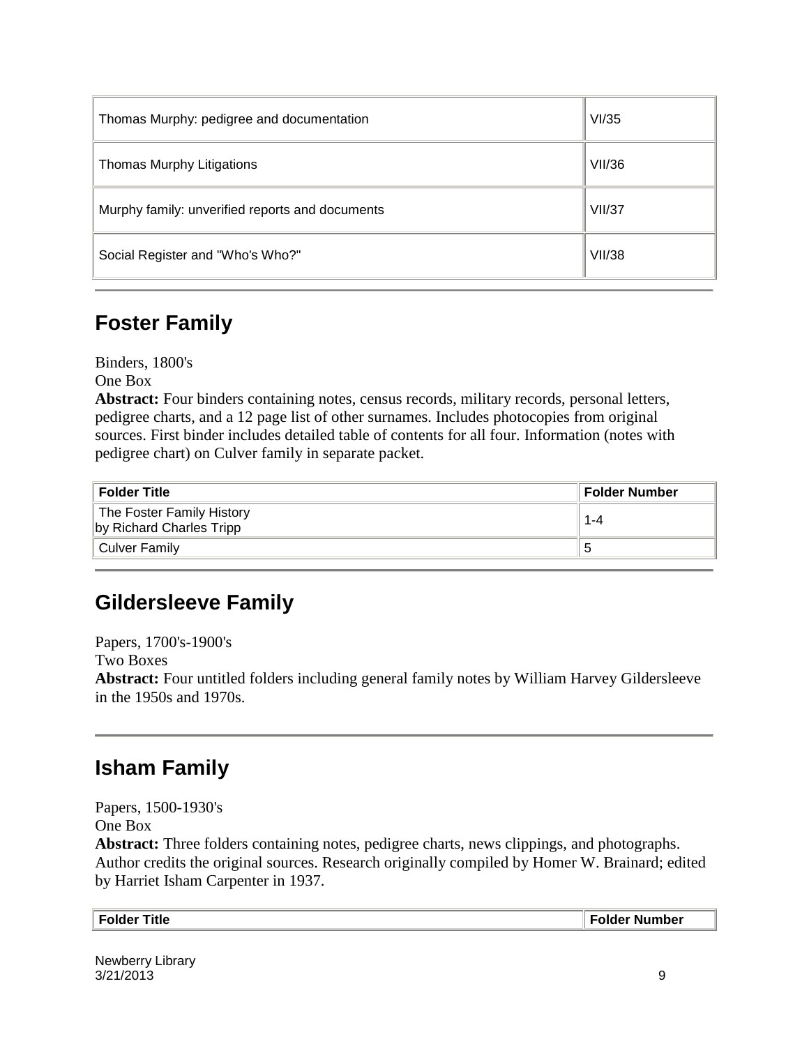| | |
|---|---|
| Thomas Murphy: pedigree and documentation | VI/35 |
| Thomas Murphy Litigations | VII/36 |
| Murphy family: unverified reports and documents | VII/37 |
| Social Register and "Who's Who?" | VII/38 |

---

## Foster Family

Binders, 1800's
One Box
**Abstract:** Four binders containing notes, census records, military records, personal letters, pedigree charts, and a 12 page list of other surnames. Includes photocopies from original sources. First binder includes detailed table of contents for all four. Information (notes with pedigree chart) on Culver family in separate packet.

| Folder Title | Folder Number |
|---|---|
| The Foster Family History by Richard Charles Tripp | 1-4 |
| Culver Family | 5 |

---

## Gildersleeve Family

Papers, 1700's-1900's
Two Boxes
**Abstract:** Four untitled folders including general family notes by William Harvey Gildersleeve in the 1950s and 1970s.

---

## Isham Family

Papers, 1500-1930's
One Box
**Abstract:** Three folders containing notes, pedigree charts, news clippings, and photographs. Author credits the original sources. Research originally compiled by Homer W. Brainard; edited by Harriet Isham Carpenter in 1937.

| Folder Title | Folder Number |
|---|---|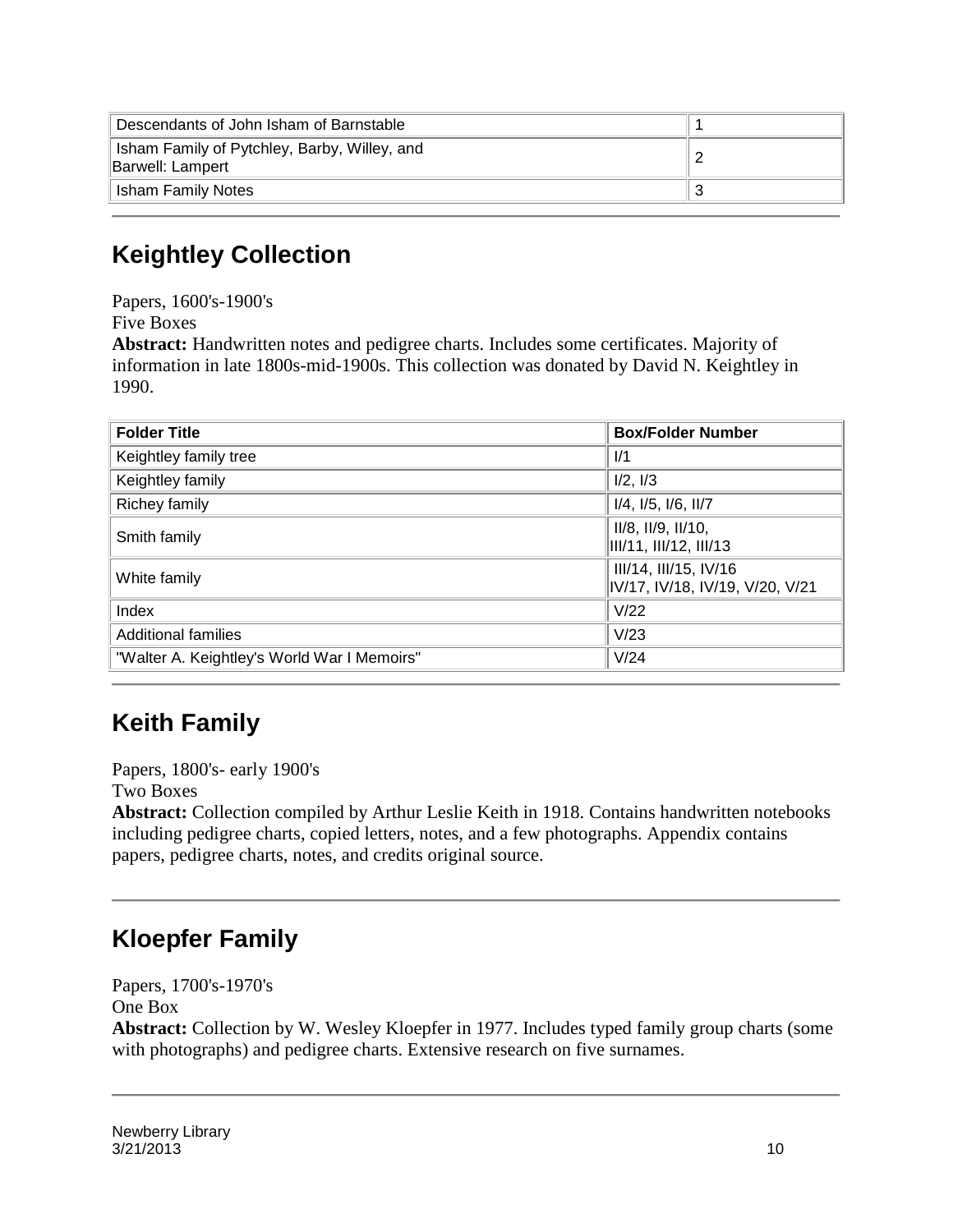| Descendants of John Isham of Barnstable | 1 |
|---|---|
| Isham Family of Pytchley, Barby, Willey, and Barwell: Lampert | 2 |
| Isham Family Notes | 3 |

---

## Keightley Collection

Papers, 1600's-1900's
Five Boxes
**Abstract:** Handwritten notes and pedigree charts. Includes some certificates. Majority of information in late 1800s-mid-1900s. This collection was donated by David N. Keightley in 1990.

| Folder Title | Box/Folder Number |
|---|---|
| Keightley family tree | I/1 |
| Keightley family | I/2, I/3 |
| Richey family | I/4, I/5, I/6, II/7 |
| Smith family | II/8, II/9, II/10, III/11, III/12, III/13 |
| White family | III/14, III/15, IV/16 IV/17, IV/18, IV/19, V/20, V/21 |
| Index | V/22 |
| Additional families | V/23 |
| "Walter A. Keightley's World War I Memoirs" | V/24 |

---

## Keith Family

Papers, 1800's- early 1900's
Two Boxes
**Abstract:** Collection compiled by Arthur Leslie Keith in 1918. Contains handwritten notebooks including pedigree charts, copied letters, notes, and a few photographs. Appendix contains papers, pedigree charts, notes, and credits original source.

---

## Kloepfer Family

Papers, 1700's-1970's
One Box
**Abstract:** Collection by W. Wesley Kloepfer in 1977. Includes typed family group charts (some with photographs) and pedigree charts. Extensive research on five surnames.

---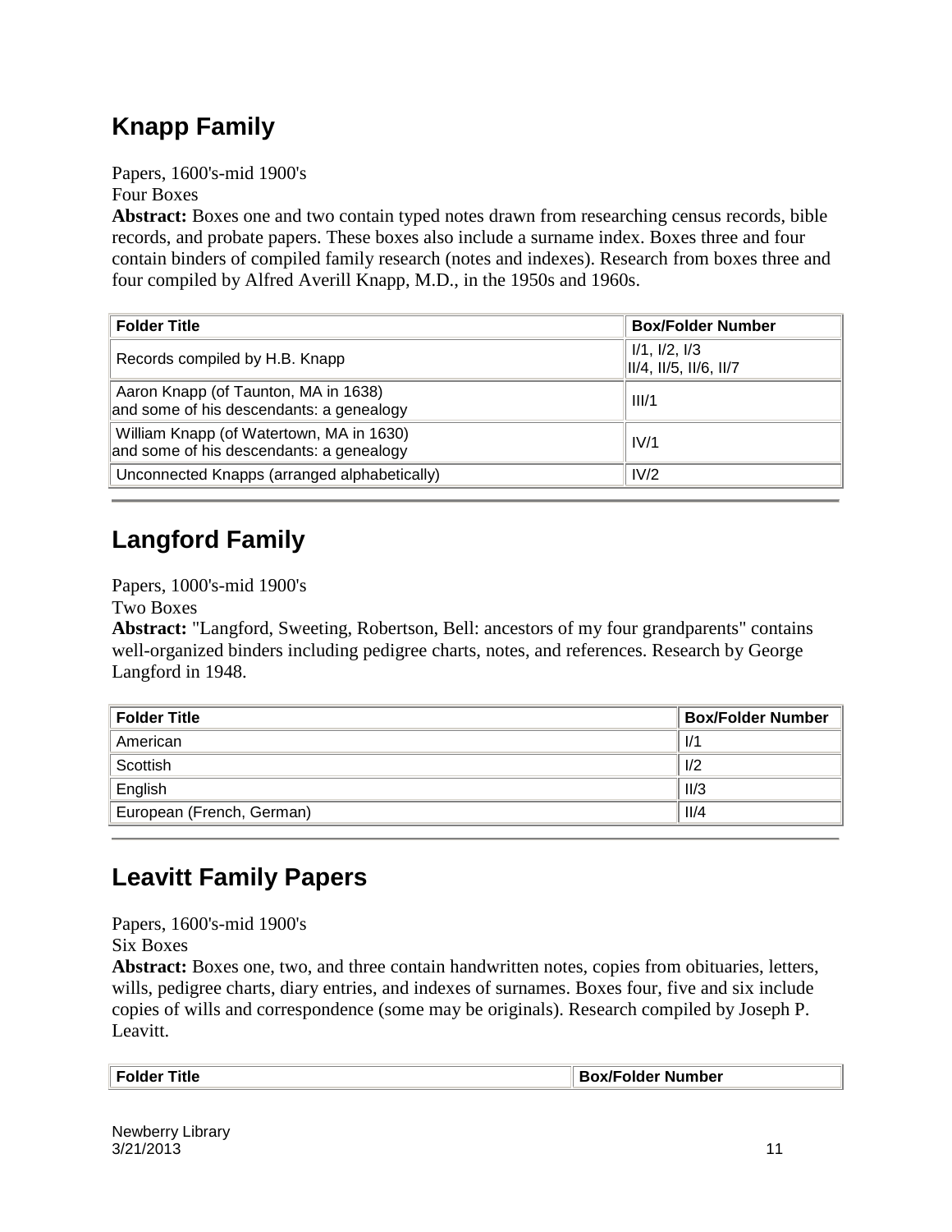## Knapp Family

Papers, 1600's-mid 1900's
Four Boxes
**Abstract:** Boxes one and two contain typed notes drawn from researching census records, bible records, and probate papers. These boxes also include a surname index. Boxes three and four contain binders of compiled family research (notes and indexes). Research from boxes three and four compiled by Alfred Averill Knapp, M.D., in the 1950s and 1960s.

| Folder Title | Box/Folder Number |
|---|---|
| Records compiled by H.B. Knapp | I/1, I/2, I/3 II/4, II/5, II/6, II/7 |
| Aaron Knapp (of Taunton, MA in 1638) and some of his descendants: a genealogy | III/1 |
| William Knapp (of Watertown, MA in 1630) and some of his descendants: a genealogy | IV/1 |
| Unconnected Knapps (arranged alphabetically) | IV/2 |

## Langford Family

Papers, 1000's-mid 1900's
Two Boxes
**Abstract:** "Langford, Sweeting, Robertson, Bell: ancestors of my four grandparents" contains well-organized binders including pedigree charts, notes, and references. Research by George Langford in 1948.

| Folder Title | Box/Folder Number |
|---|---|
| American | I/1 |
| Scottish | I/2 |
| English | II/3 |
| European (French, German) | II/4 |

## Leavitt Family Papers

Papers, 1600's-mid 1900's
Six Boxes
**Abstract:** Boxes one, two, and three contain handwritten notes, copies from obituaries, letters, wills, pedigree charts, diary entries, and indexes of surnames. Boxes four, five and six include copies of wills and correspondence (some may be originals). Research compiled by Joseph P. Leavitt.

| Folder Title | Box/Folder Number |
|---|---|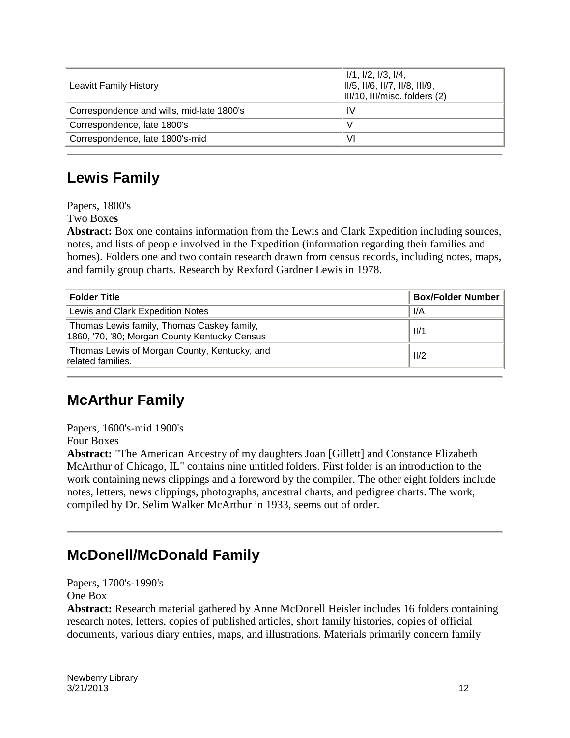| Leavitt Family History | I/1, I/2, I/3, I/4, II/5, II/6, II/7, II/8, III/9, III/10, III/misc. folders (2) |
| --- | --- |
| Correspondence and wills, mid-late 1800's | IV |
| Correspondence, late 1800's | V |
| Correspondence, late 1800's-mid | VI |

## Lewis Family

Papers, 1800's
Two Boxes

**Abstract:** Box one contains information from the Lewis and Clark Expedition including sources, notes, and lists of people involved in the Expedition (information regarding their families and homes). Folders one and two contain research drawn from census records, including notes, maps, and family group charts. Research by Rexford Gardner Lewis in 1978.

| Folder Title | Box/Folder Number |
| --- | --- |
| Lewis and Clark Expedition Notes | I/A |
| Thomas Lewis family, Thomas Caskey family, 1860, '70, '80; Morgan County Kentucky Census | II/1 |
| Thomas Lewis of Morgan County, Kentucky, and related families. | II/2 |

## McArthur Family

Papers, 1600's-mid 1900's
Four Boxes

**Abstract:** "The American Ancestry of my daughters Joan [Gillett] and Constance Elizabeth McArthur of Chicago, IL" contains nine untitled folders. First folder is an introduction to the work containing news clippings and a foreword by the compiler. The other eight folders include notes, letters, news clippings, photographs, ancestral charts, and pedigree charts. The work, compiled by Dr. Selim Walker McArthur in 1933, seems out of order.

## McDonell/McDonald Family

Papers, 1700's-1990's
One Box

**Abstract:** Research material gathered by Anne McDonell Heisler includes 16 folders containing research notes, letters, copies of published articles, short family histories, copies of official documents, various diary entries, maps, and illustrations. Materials primarily concern family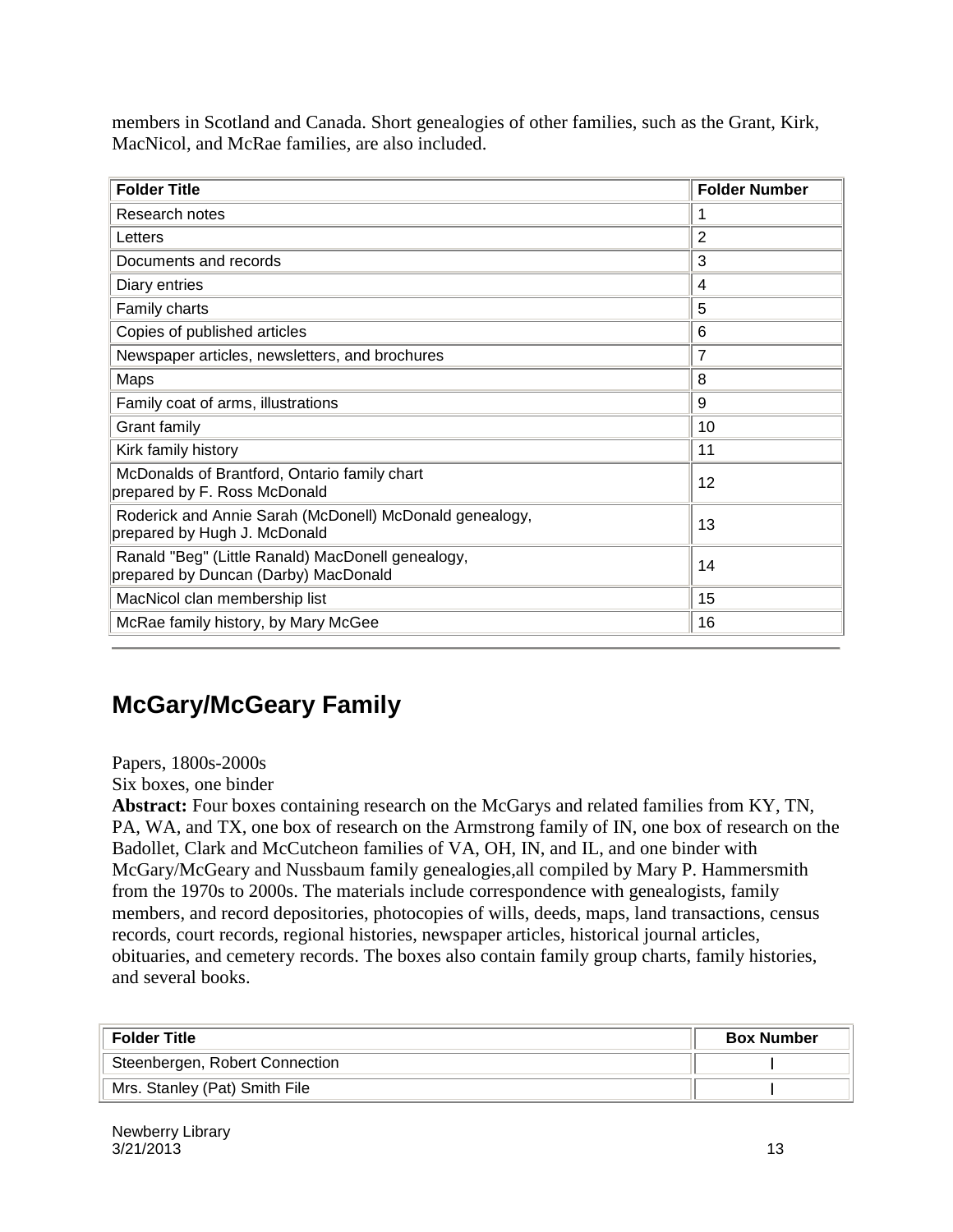members in Scotland and Canada. Short genealogies of other families, such as the Grant, Kirk, MacNicol, and McRae families, are also included.

| Folder Title | Folder Number |
|---|---|
| Research notes | 1 |
| Letters | 2 |
| Documents and records | 3 |
| Diary entries | 4 |
| Family charts | 5 |
| Copies of published articles | 6 |
| Newspaper articles, newsletters, and brochures | 7 |
| Maps | 8 |
| Family coat of arms, illustrations | 9 |
| Grant family | 10 |
| Kirk family history | 11 |
| McDonalds of Brantford, Ontario family chart prepared by F. Ross McDonald | 12 |
| Roderick and Annie Sarah (McDonell) McDonald genealogy, prepared by Hugh J. McDonald | 13 |
| Ranald "Beg" (Little Ranald) MacDonell genealogy, prepared by Duncan (Darby) MacDonald | 14 |
| MacNicol clan membership list | 15 |
| McRae family history, by Mary McGee | 16 |

## McGary/McGeary Family

Papers, 1800s-2000s
Six boxes, one binder
**Abstract:** Four boxes containing research on the McGarys and related families from KY, TN, PA, WA, and TX, one box of research on the Armstrong family of IN, one box of research on the Badollet, Clark and McCutcheon families of VA, OH, IN, and IL, and one binder with McGary/McGeary and Nussbaum family genealogies,all compiled by Mary P. Hammersmith from the 1970s to 2000s. The materials include correspondence with genealogists, family members, and record depositories, photocopies of wills, deeds, maps, land transactions, census records, court records, regional histories, newspaper articles, historical journal articles, obituaries, and cemetery records. The boxes also contain family group charts, family histories, and several books.

| Folder Title | Box Number |
|---|---|
| Steenbergen, Robert Connection | I |
| Mrs. Stanley (Pat) Smith File | I |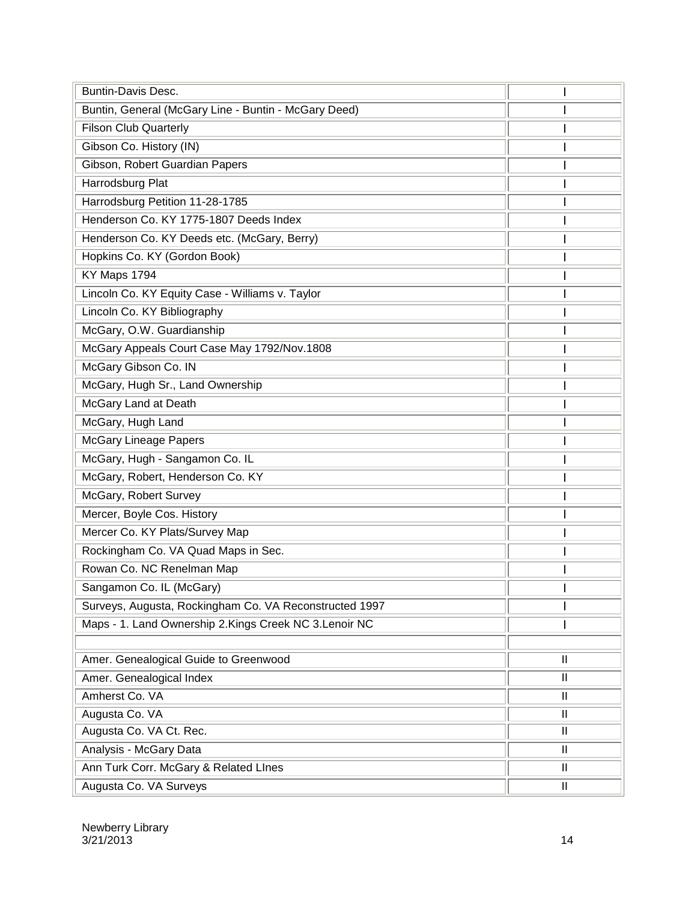| | |
|---|---|
| Buntin-Davis Desc. | I |
| Buntin, General (McGary Line - Buntin - McGary Deed) | I |
| Filson Club Quarterly | I |
| Gibson Co. History (IN) | I |
| Gibson, Robert Guardian Papers | I |
| Harrodsburg Plat | I |
| Harrodsburg Petition 11-28-1785 | I |
| Henderson Co. KY 1775-1807 Deeds Index | I |
| Henderson Co. KY Deeds etc. (McGary, Berry) | I |
| Hopkins Co. KY (Gordon Book) | I |
| KY Maps 1794 | I |
| Lincoln Co. KY Equity Case - Williams v. Taylor | I |
| Lincoln Co. KY Bibliography | I |
| McGary, O.W. Guardianship | I |
| McGary Appeals Court Case May 1792/Nov.1808 | I |
| McGary Gibson Co. IN | I |
| McGary, Hugh Sr., Land Ownership | I |
| McGary Land at Death | I |
| McGary, Hugh Land | I |
| McGary Lineage Papers | I |
| McGary, Hugh - Sangamon Co. IL | I |
| McGary, Robert, Henderson Co. KY | I |
| McGary, Robert Survey | I |
| Mercer, Boyle Cos. History | I |
| Mercer Co. KY Plats/Survey Map | I |
| Rockingham Co. VA Quad Maps in Sec. | I |
| Rowan Co. NC Renelman Map | I |
| Sangamon Co. IL (McGary) | I |
| Surveys, Augusta, Rockingham Co. VA Reconstructed 1997 | I |
| Maps - 1. Land Ownership 2.Kings Creek NC 3.Lenoir NC | I |
| | |
| Amer. Genealogical Guide to Greenwood | II |
| Amer. Genealogical Index | II |
| Amherst Co. VA | II |
| Augusta Co. VA | II |
| Augusta Co. VA Ct. Rec. | II |
| Analysis - McGary Data | II |
| Ann Turk Corr. McGary & Related LInes | II |
| Augusta Co. VA Surveys | II |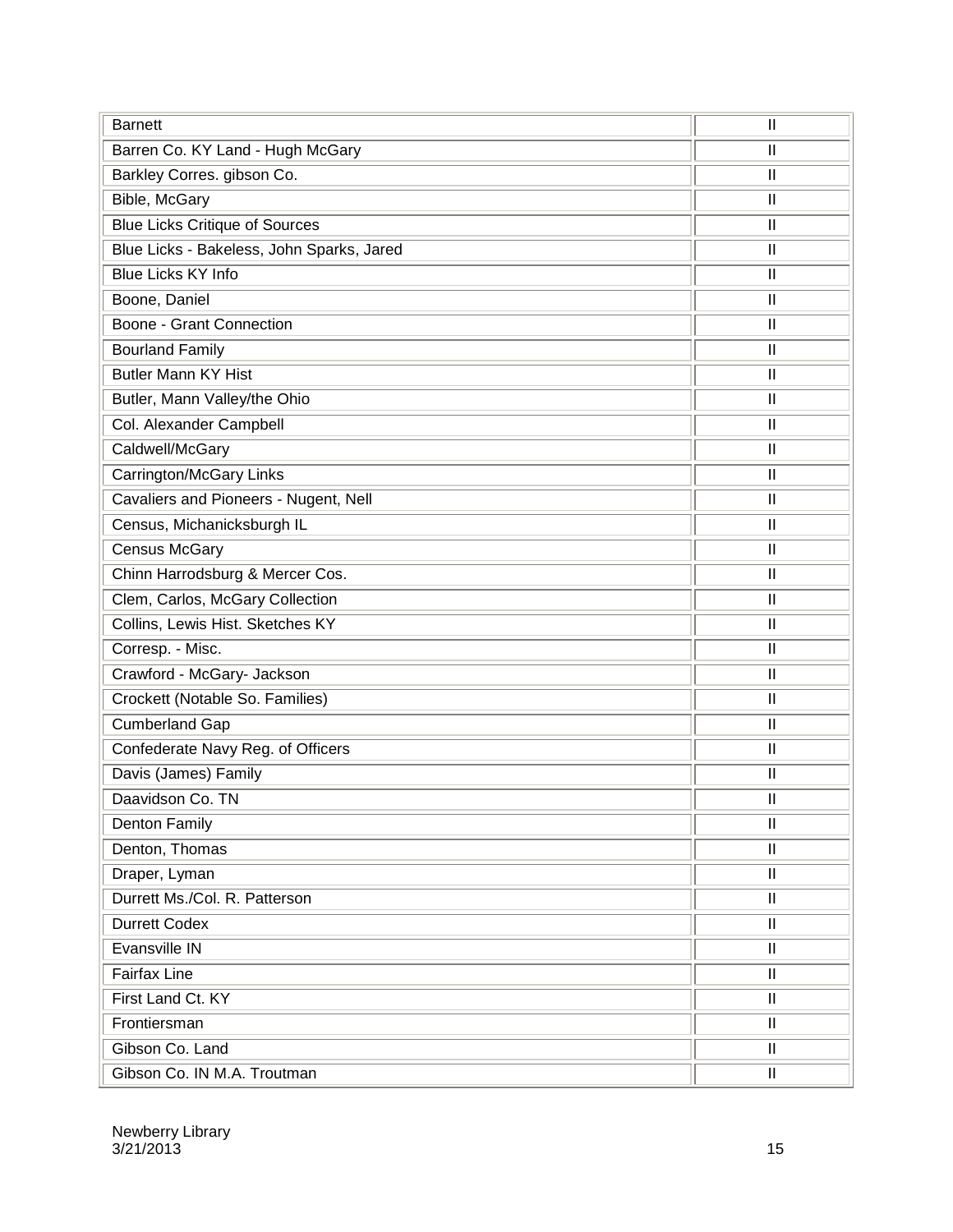| | |
|---|---|
| Barnett | II |
| Barren Co. KY Land - Hugh McGary | II |
| Barkley Corres. gibson Co. | II |
| Bible, McGary | II |
| Blue Licks Critique of Sources | II |
| Blue Licks - Bakeless, John Sparks, Jared | II |
| Blue Licks KY Info | II |
| Boone, Daniel | II |
| Boone - Grant Connection | II |
| Bourland Family | II |
| Butler Mann KY Hist | II |
| Butler, Mann Valley/the Ohio | II |
| Col. Alexander Campbell | II |
| Caldwell/McGary | II |
| Carrington/McGary Links | II |
| Cavaliers and Pioneers - Nugent, Nell | II |
| Census, Michanicksburgh IL | II |
| Census McGary | II |
| Chinn Harrodsburg & Mercer Cos. | II |
| Clem, Carlos, McGary Collection | II |
| Collins, Lewis Hist. Sketches KY | II |
| Corresp. - Misc. | II |
| Crawford - McGary- Jackson | II |
| Crockett (Notable So. Families) | II |
| Cumberland Gap | II |
| Confederate Navy Reg. of Officers | II |
| Davis (James) Family | II |
| Daavidson Co. TN | II |
| Denton Family | II |
| Denton, Thomas | II |
| Draper, Lyman | II |
| Durrett Ms./Col. R. Patterson | II |
| Durrett Codex | II |
| Evansville IN | II |
| Fairfax Line | II |
| First Land Ct. KY | II |
| Frontiersman | II |
| Gibson Co. Land | II |
| Gibson Co. IN M.A. Troutman | II |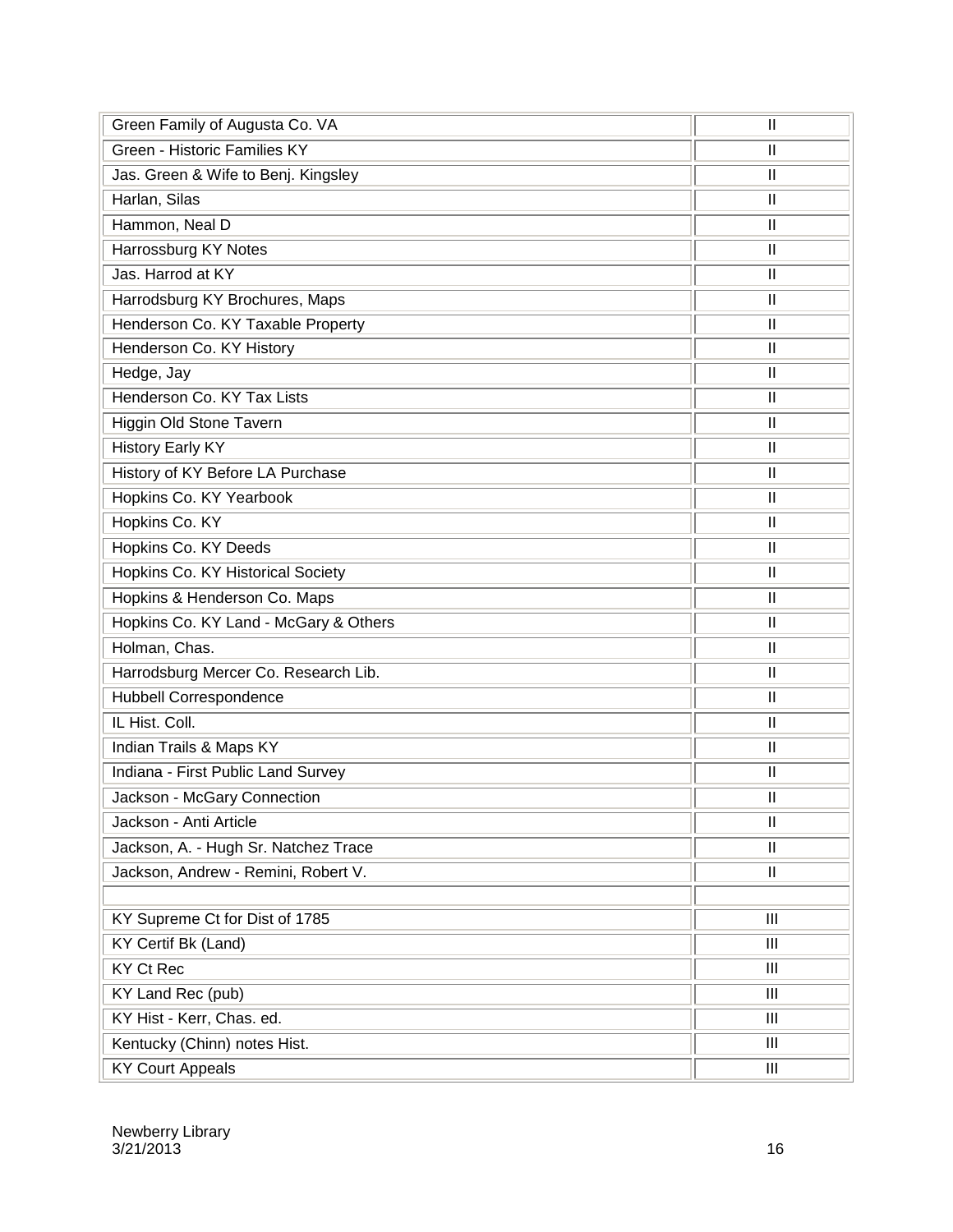| | |
|---|---|
| Green Family of Augusta Co. VA | II |
| Green - Historic Families KY | II |
| Jas. Green & Wife to Benj. Kingsley | II |
| Harlan, Silas | II |
| Hammon, Neal D | II |
| Harrossburg KY Notes | II |
| Jas. Harrod at KY | II |
| Harrodsburg KY Brochures, Maps | II |
| Henderson Co. KY Taxable Property | II |
| Henderson Co. KY History | II |
| Hedge, Jay | II |
| Henderson Co. KY Tax Lists | II |
| Higgin Old Stone Tavern | II |
| History Early KY | II |
| History of KY Before LA Purchase | II |
| Hopkins Co. KY Yearbook | II |
| Hopkins Co. KY | II |
| Hopkins Co. KY Deeds | II |
| Hopkins Co. KY Historical Society | II |
| Hopkins & Henderson Co. Maps | II |
| Hopkins Co. KY Land - McGary & Others | II |
| Holman, Chas. | II |
| Harrodsburg Mercer Co. Research Lib. | II |
| Hubbell Correspondence | II |
| IL Hist. Coll. | II |
| Indian Trails & Maps KY | II |
| Indiana - First Public Land Survey | II |
| Jackson - McGary Connection | II |
| Jackson - Anti Article | II |
| Jackson, A. - Hugh Sr. Natchez Trace | II |
| Jackson, Andrew - Remini, Robert V. | II |
| | |
| KY Supreme Ct for Dist of 1785 | III |
| KY Certif Bk (Land) | III |
| KY Ct Rec | III |
| KY Land Rec (pub) | III |
| KY Hist - Kerr, Chas. ed. | III |
| Kentucky (Chinn) notes Hist. | III |
| KY Court Appeals | III |

Newberry Library
3/21/2013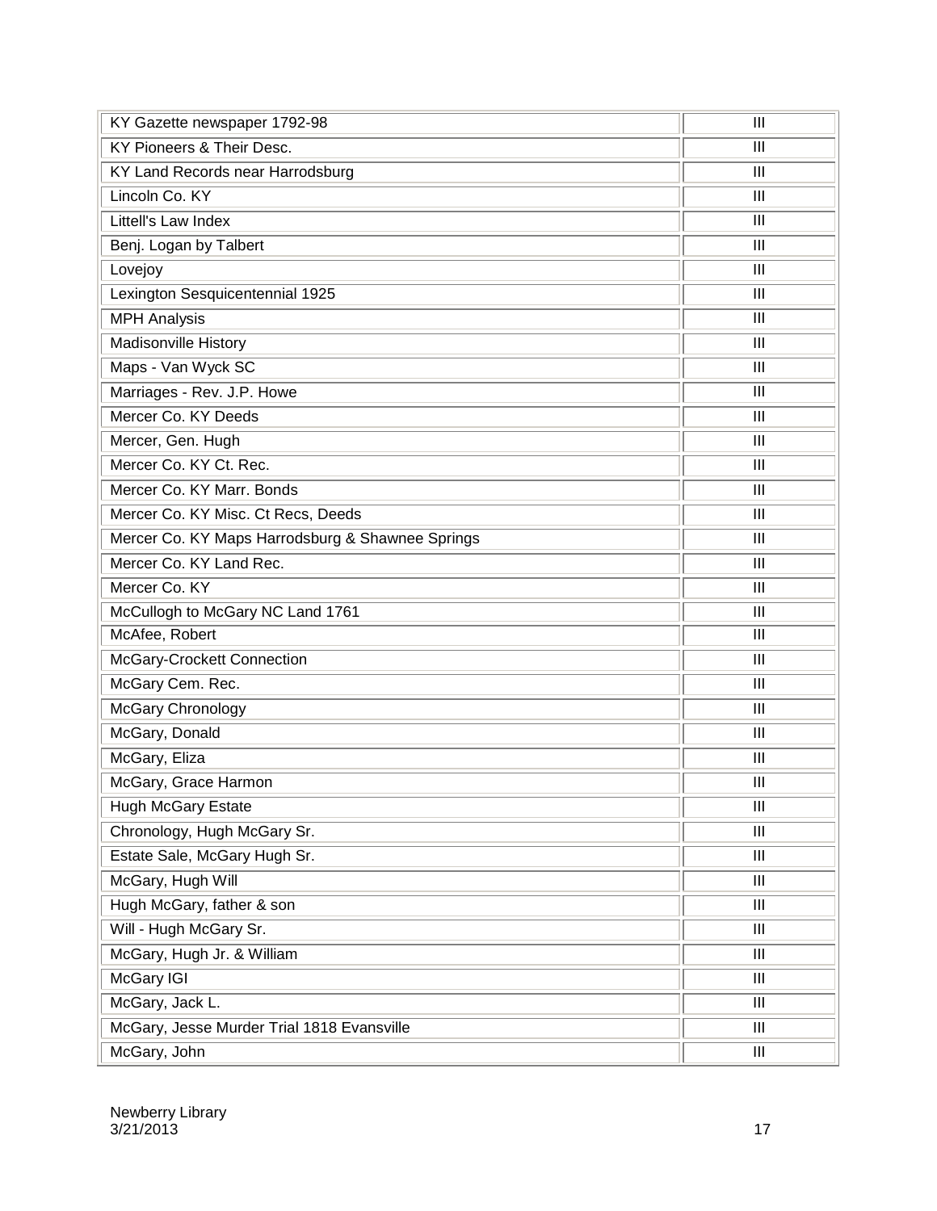| | |
|---|---|
| KY Gazette newspaper 1792-98 | III |
| KY Pioneers & Their Desc. | III |
| KY Land Records near Harrodsburg | III |
| Lincoln Co. KY | III |
| Littell's Law Index | III |
| Benj. Logan by Talbert | III |
| Lovejoy | III |
| Lexington Sesquicentennial 1925 | III |
| MPH Analysis | III |
| Madisonville History | III |
| Maps - Van Wyck SC | III |
| Marriages - Rev. J.P. Howe | III |
| Mercer Co. KY Deeds | III |
| Mercer, Gen. Hugh | III |
| Mercer Co. KY Ct. Rec. | III |
| Mercer Co. KY Marr. Bonds | III |
| Mercer Co. KY Misc. Ct Recs, Deeds | III |
| Mercer Co. KY Maps Harrodsburg & Shawnee Springs | III |
| Mercer Co. KY Land Rec. | III |
| Mercer Co. KY | III |
| McCullogh to McGary NC Land 1761 | III |
| McAfee, Robert | III |
| McGary-Crockett Connection | III |
| McGary Cem. Rec. | III |
| McGary Chronology | III |
| McGary, Donald | III |
| McGary, Eliza | III |
| McGary, Grace Harmon | III |
| Hugh McGary Estate | III |
| Chronology, Hugh McGary Sr. | III |
| Estate Sale, McGary Hugh Sr. | III |
| McGary, Hugh Will | III |
| Hugh McGary, father & son | III |
| Will - Hugh McGary Sr. | III |
| McGary, Hugh Jr. & William | III |
| McGary IGI | III |
| McGary, Jack L. | III |
| McGary, Jesse Murder Trial 1818 Evansville | III |
| McGary, John | III |

Newberry Library
3/21/2013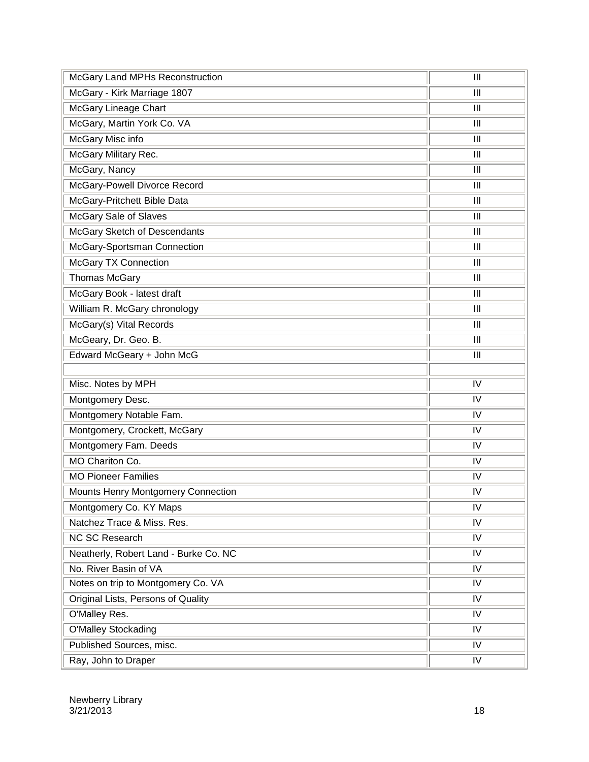| | |
|---|---|
| McGary Land MPHs Reconstruction | III |
| McGary - Kirk Marriage 1807 | III |
| McGary Lineage Chart | III |
| McGary, Martin York Co. VA | III |
| McGary Misc info | III |
| McGary Military Rec. | III |
| McGary, Nancy | III |
| McGary-Powell Divorce Record | III |
| McGary-Pritchett Bible Data | III |
| McGary Sale of Slaves | III |
| McGary Sketch of Descendants | III |
| McGary-Sportsman Connection | III |
| McGary TX Connection | III |
| Thomas McGary | III |
| McGary Book - latest draft | III |
| William R. McGary chronology | III |
| McGary(s) Vital Records | III |
| McGeary, Dr. Geo. B. | III |
| Edward McGeary + John McG | III |
| | |
| Misc. Notes by MPH | IV |
| Montgomery Desc. | IV |
| Montgomery Notable Fam. | IV |
| Montgomery, Crockett, McGary | IV |
| Montgomery Fam. Deeds | IV |
| MO Chariton Co. | IV |
| MO Pioneer Families | IV |
| Mounts Henry Montgomery Connection | IV |
| Montgomery Co. KY Maps | IV |
| Natchez Trace & Miss. Res. | IV |
| NC SC Research | IV |
| Neatherly, Robert Land - Burke Co. NC | IV |
| No. River Basin of VA | IV |
| Notes on trip to Montgomery Co. VA | IV |
| Original Lists, Persons of Quality | IV |
| O'Malley Res. | IV |
| O'Malley Stockading | IV |
| Published Sources, misc. | IV |
| Ray, John to Draper | IV |

Newberry Library
3/21/2013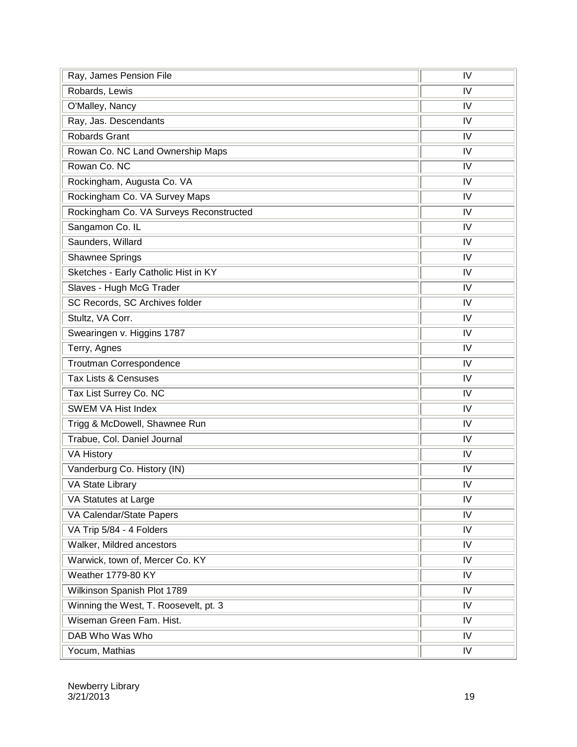| | |
|---|---|
| Ray, James Pension File | IV |
| Robards, Lewis | IV |
| O'Malley, Nancy | IV |
| Ray, Jas. Descendants | IV |
| Robards Grant | IV |
| Rowan Co. NC Land Ownership Maps | IV |
| Rowan Co. NC | IV |
| Rockingham, Augusta Co. VA | IV |
| Rockingham Co. VA Survey Maps | IV |
| Rockingham Co. VA Surveys Reconstructed | IV |
| Sangamon Co. IL | IV |
| Saunders, Willard | IV |
| Shawnee Springs | IV |
| Sketches - Early Catholic Hist in KY | IV |
| Slaves - Hugh McG Trader | IV |
| SC Records, SC Archives folder | IV |
| Stultz, VA Corr. | IV |
| Swearingen v. Higgins 1787 | IV |
| Terry, Agnes | IV |
| Troutman Correspondence | IV |
| Tax Lists & Censuses | IV |
| Tax List Surrey Co. NC | IV |
| SWEM VA Hist Index | IV |
| Trigg & McDowell, Shawnee Run | IV |
| Trabue, Col. Daniel Journal | IV |
| VA History | IV |
| Vanderburg Co. History (IN) | IV |
| VA State Library | IV |
| VA Statutes at Large | IV |
| VA Calendar/State Papers | IV |
| VA Trip 5/84 - 4 Folders | IV |
| Walker, Mildred ancestors | IV |
| Warwick, town of, Mercer Co. KY | IV |
| Weather 1779-80 KY | IV |
| Wilkinson Spanish Plot 1789 | IV |
| Winning the West, T. Roosevelt, pt. 3 | IV |
| Wiseman Green Fam. Hist. | IV |
| DAB Who Was Who | IV |
| Yocum, Mathias | IV |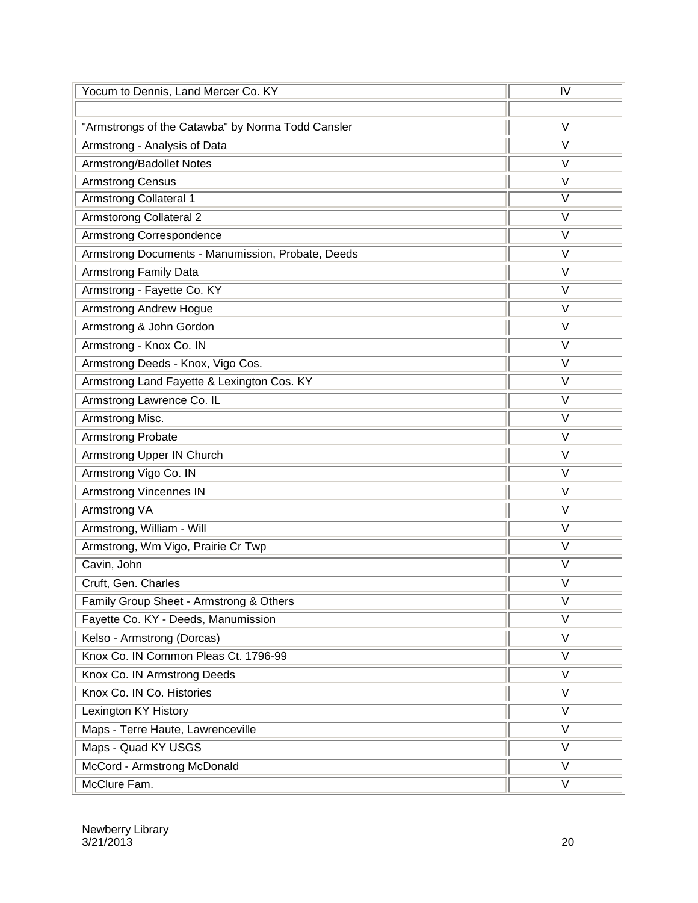| | |
|---|---|
| Yocum to Dennis, Land Mercer Co. KY | IV |
| | |
| "Armstrongs of the Catawba" by Norma Todd Cansler | V |
| Armstrong - Analysis of Data | V |
| Armstrong/Badollet Notes | V |
| Armstrong Census | V |
| Armstrong Collateral 1 | V |
| Armstorong Collateral 2 | V |
| Armstrong Correspondence | V |
| Armstrong Documents - Manumission, Probate, Deeds | V |
| Armstrong Family Data | V |
| Armstrong - Fayette Co. KY | V |
| Armstrong Andrew Hogue | V |
| Armstrong & John Gordon | V |
| Armstrong - Knox Co. IN | V |
| Armstrong Deeds - Knox, Vigo Cos. | V |
| Armstrong Land Fayette & Lexington Cos. KY | V |
| Armstrong Lawrence Co. IL | V |
| Armstrong Misc. | V |
| Armstrong Probate | V |
| Armstrong Upper IN Church | V |
| Armstrong Vigo Co. IN | V |
| Armstrong Vincennes IN | V |
| Armstrong VA | V |
| Armstrong, William - Will | V |
| Armstrong, Wm Vigo, Prairie Cr Twp | V |
| Cavin, John | V |
| Cruft, Gen. Charles | V |
| Family Group Sheet - Armstrong & Others | V |
| Fayette Co. KY - Deeds, Manumission | V |
| Kelso - Armstrong (Dorcas) | V |
| Knox Co. IN Common Pleas Ct. 1796-99 | V |
| Knox Co. IN Armstrong Deeds | V |
| Knox Co. IN Co. Histories | V |
| Lexington KY History | V |
| Maps - Terre Haute, Lawrenceville | V |
| Maps - Quad KY USGS | V |
| McCord - Armstrong McDonald | V |
| McClure Fam. | V |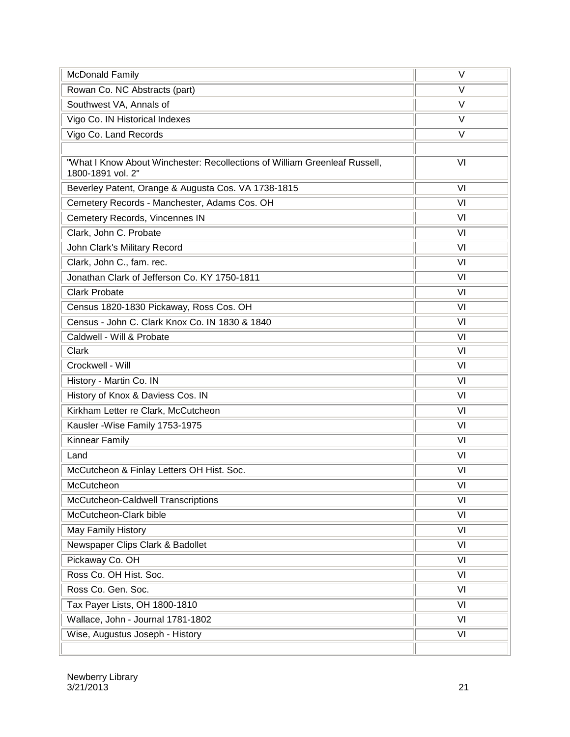| | |
|---|---|
| McDonald Family | V |
| Rowan Co. NC Abstracts (part) | V |
| Southwest VA, Annals of | V |
| Vigo Co. IN Historical Indexes | V |
| Vigo Co. Land Records | V |
| | |
| "What I Know About Winchester: Recollections of William Greenleaf Russell, 1800-1891 vol. 2" | VI |
| Beverley Patent, Orange & Augusta Cos. VA 1738-1815 | VI |
| Cemetery Records - Manchester, Adams Cos. OH | VI |
| Cemetery Records, Vincennes IN | VI |
| Clark, John C. Probate | VI |
| John Clark's Military Record | VI |
| Clark, John C., fam. rec. | VI |
| Jonathan Clark of Jefferson Co. KY 1750-1811 | VI |
| Clark Probate | VI |
| Census 1820-1830 Pickaway, Ross Cos. OH | VI |
| Census - John C. Clark Knox Co. IN 1830 & 1840 | VI |
| Caldwell - Will & Probate | VI |
| Clark | VI |
| Crockwell - Will | VI |
| History - Martin Co. IN | VI |
| History of Knox & Daviess Cos. IN | VI |
| Kirkham Letter re Clark, McCutcheon | VI |
| Kausler -Wise Family 1753-1975 | VI |
| Kinnear Family | VI |
| Land | VI |
| McCutcheon & Finlay Letters OH Hist. Soc. | VI |
| McCutcheon | VI |
| McCutcheon-Caldwell Transcriptions | VI |
| McCutcheon-Clark bible | VI |
| May Family History | VI |
| Newspaper Clips Clark & Badollet | VI |
| Pickaway Co. OH | VI |
| Ross Co. OH Hist. Soc. | VI |
| Ross Co. Gen. Soc. | VI |
| Tax Payer Lists, OH 1800-1810 | VI |
| Wallace, John - Journal 1781-1802 | VI |
| Wise, Augustus Joseph - History | VI |
| | |

Newberry Library
3/21/2013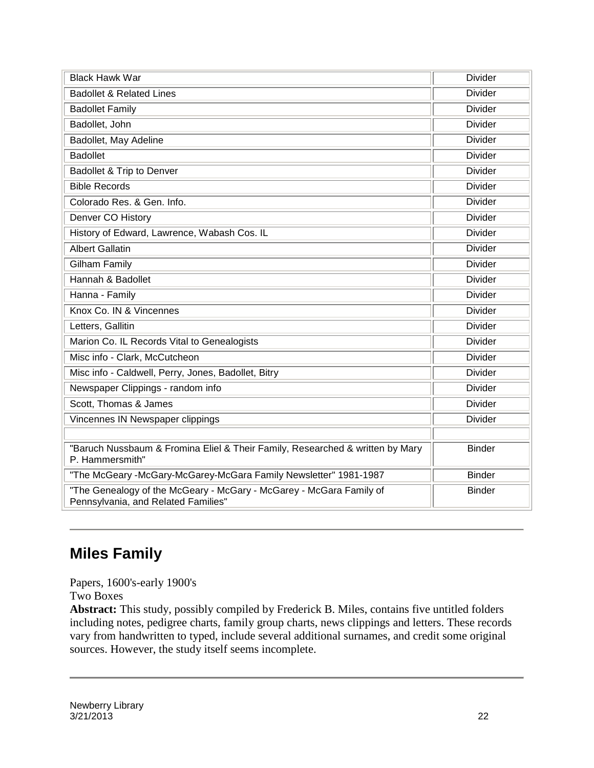| | |
|---|---|
| Black Hawk War | Divider |
| Badollet & Related Lines | Divider |
| Badollet Family | Divider |
| Badollet, John | Divider |
| Badollet, May Adeline | Divider |
| Badollet | Divider |
| Badollet & Trip to Denver | Divider |
| Bible Records | Divider |
| Colorado Res. & Gen. Info. | Divider |
| Denver CO History | Divider |
| History of Edward, Lawrence, Wabash Cos. IL | Divider |
| Albert Gallatin | Divider |
| Gilham Family | Divider |
| Hannah & Badollet | Divider |
| Hanna - Family | Divider |
| Knox Co. IN & Vincennes | Divider |
| Letters, Gallitin | Divider |
| Marion Co. IL Records Vital to Genealogists | Divider |
| Misc info - Clark, McCutcheon | Divider |
| Misc info - Caldwell, Perry, Jones, Badollet, Bitry | Divider |
| Newspaper Clippings - random info | Divider |
| Scott, Thomas & James | Divider |
| Vincennes IN Newspaper clippings | Divider |
| | |
| "Baruch Nussbaum & Fromina Eliel & Their Family, Researched & written by Mary P. Hammersmith" | Binder |
| "The McGeary -McGary-McGarey-McGara Family Newsletter" 1981-1987 | Binder |
| "The Genealogy of the McGeary - McGary - McGarey - McGara Family of Pennsylvania, and Related Families" | Binder |

---

## Miles Family

Papers, 1600's-early 1900's
Two Boxes
**Abstract:** This study, possibly compiled by Frederick B. Miles, contains five untitled folders including notes, pedigree charts, family group charts, news clippings and letters. These records vary from handwritten to typed, include several additional surnames, and credit some original sources. However, the study itself seems incomplete.

---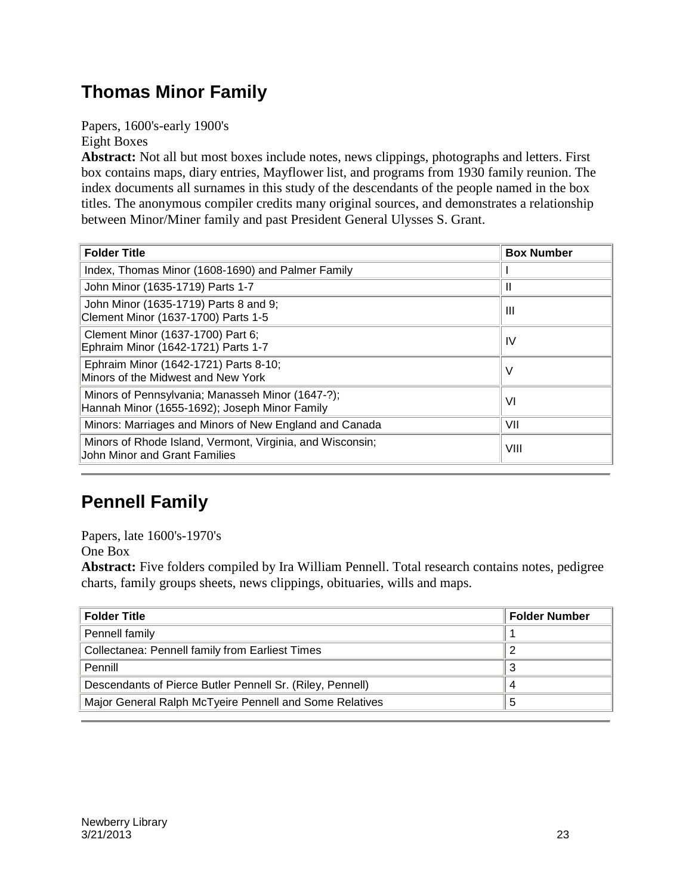## Thomas Minor Family

Papers, 1600's-early 1900's
Eight Boxes
**Abstract:** Not all but most boxes include notes, news clippings, photographs and letters. First box contains maps, diary entries, Mayflower list, and programs from 1930 family reunion. The index documents all surnames in this study of the descendants of the people named in the box titles. The anonymous compiler credits many original sources, and demonstrates a relationship between Minor/Miner family and past President General Ulysses S. Grant.

| Folder Title | Box Number |
|---|---|
| Index, Thomas Minor (1608-1690) and Palmer Family | I |
| John Minor (1635-1719) Parts 1-7 | II |
| John Minor (1635-1719) Parts 8 and 9; Clement Minor (1637-1700) Parts 1-5 | III |
| Clement Minor (1637-1700) Part 6; Ephraim Minor (1642-1721) Parts 1-7 | IV |
| Ephraim Minor (1642-1721) Parts 8-10; Minors of the Midwest and New York | V |
| Minors of Pennsylvania; Manasseh Minor (1647-?); Hannah Minor (1655-1692); Joseph Minor Family | VI |
| Minors: Marriages and Minors of New England and Canada | VII |
| Minors of Rhode Island, Vermont, Virginia, and Wisconsin; John Minor and Grant Families | VIII |

## Pennell Family

Papers, late 1600's-1970's
One Box
**Abstract:** Five folders compiled by Ira William Pennell. Total research contains notes, pedigree charts, family groups sheets, news clippings, obituaries, wills and maps.

| Folder Title | Folder Number |
|---|---|
| Pennell family | 1 |
| Collectanea: Pennell family from Earliest Times | 2 |
| Pennill | 3 |
| Descendants of Pierce Butler Pennell Sr. (Riley, Pennell) | 4 |
| Major General Ralph McTyeire Pennell and Some Relatives | 5 |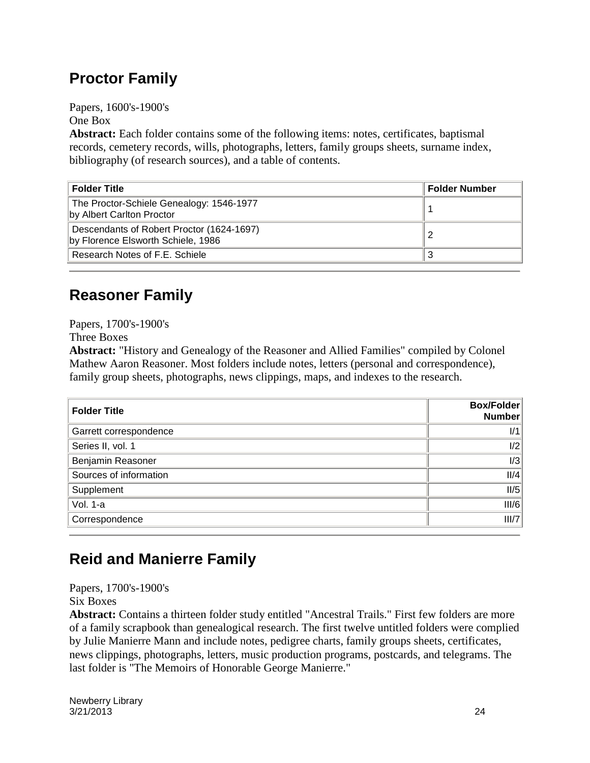## Proctor Family

Papers, 1600's-1900's
One Box
**Abstract:** Each folder contains some of the following items: notes, certificates, baptismal records, cemetery records, wills, photographs, letters, family groups sheets, surname index, bibliography (of research sources), and a table of contents.

| Folder Title | Folder Number |
|---|---|
| The Proctor-Schiele Genealogy: 1546-1977 by Albert Carlton Proctor | 1 |
| Descendants of Robert Proctor (1624-1697) by Florence Elsworth Schiele, 1986 | 2 |
| Research Notes of F.E. Schiele | 3 |

## Reasoner Family

Papers, 1700's-1900's
Three Boxes
**Abstract:** "History and Genealogy of the Reasoner and Allied Families" compiled by Colonel Mathew Aaron Reasoner. Most folders include notes, letters (personal and correspondence), family group sheets, photographs, news clippings, maps, and indexes to the research.

| Folder Title | Box/Folder Number |
|---|---|
| Garrett correspondence | I/1 |
| Series II, vol. 1 | I/2 |
| Benjamin Reasoner | I/3 |
| Sources of information | II/4 |
| Supplement | II/5 |
| Vol. 1-a | III/6 |
| Correspondence | III/7 |

## Reid and Manierre Family

Papers, 1700's-1900's
Six Boxes
**Abstract:** Contains a thirteen folder study entitled "Ancestral Trails." First few folders are more of a family scrapbook than genealogical research. The first twelve untitled folders were complied by Julie Manierre Mann and include notes, pedigree charts, family groups sheets, certificates, news clippings, photographs, letters, music production programs, postcards, and telegrams. The last folder is "The Memoirs of Honorable George Manierre."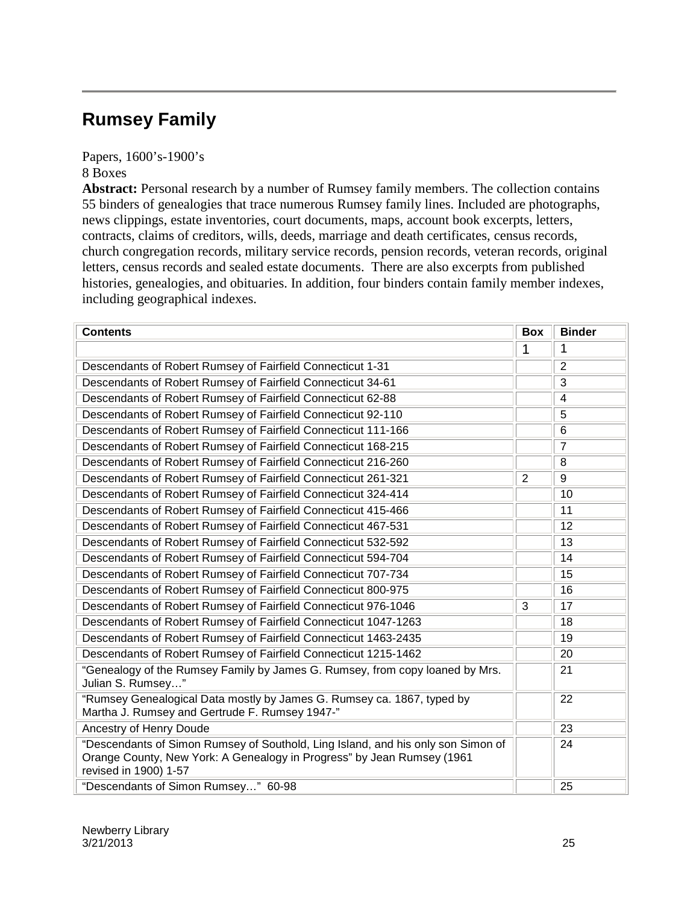## Rumsey Family

Papers, 1600's-1900's
8 Boxes

**Abstract:** Personal research by a number of Rumsey family members. The collection contains 55 binders of genealogies that trace numerous Rumsey family lines. Included are photographs, news clippings, estate inventories, court documents, maps, account book excerpts, letters, contracts, claims of creditors, wills, deeds, marriage and death certificates, census records, church congregation records, military service records, pension records, veteran records, original letters, census records and sealed estate documents. There are also excerpts from published histories, genealogies, and obituaries. In addition, four binders contain family member indexes, including geographical indexes.

| Contents | Box | Binder |
|---|---|---|
| | 1 | 1 |
| Descendants of Robert Rumsey of Fairfield Connecticut 1-31 | | 2 |
| Descendants of Robert Rumsey of Fairfield Connecticut 34-61 | | 3 |
| Descendants of Robert Rumsey of Fairfield Connecticut 62-88 | | 4 |
| Descendants of Robert Rumsey of Fairfield Connecticut 92-110 | | 5 |
| Descendants of Robert Rumsey of Fairfield Connecticut 111-166 | | 6 |
| Descendants of Robert Rumsey of Fairfield Connecticut 168-215 | | 7 |
| Descendants of Robert Rumsey of Fairfield Connecticut 216-260 | | 8 |
| Descendants of Robert Rumsey of Fairfield Connecticut 261-321 | 2 | 9 |
| Descendants of Robert Rumsey of Fairfield Connecticut 324-414 | | 10 |
| Descendants of Robert Rumsey of Fairfield Connecticut 415-466 | | 11 |
| Descendants of Robert Rumsey of Fairfield Connecticut 467-531 | | 12 |
| Descendants of Robert Rumsey of Fairfield Connecticut 532-592 | | 13 |
| Descendants of Robert Rumsey of Fairfield Connecticut 594-704 | | 14 |
| Descendants of Robert Rumsey of Fairfield Connecticut 707-734 | | 15 |
| Descendants of Robert Rumsey of Fairfield Connecticut 800-975 | | 16 |
| Descendants of Robert Rumsey of Fairfield Connecticut 976-1046 | 3 | 17 |
| Descendants of Robert Rumsey of Fairfield Connecticut 1047-1263 | | 18 |
| Descendants of Robert Rumsey of Fairfield Connecticut 1463-2435 | | 19 |
| Descendants of Robert Rumsey of Fairfield Connecticut 1215-1462 | | 20 |
| "Genealogy of the Rumsey Family by James G. Rumsey, from copy loaned by Mrs. Julian S. Rumsey…" | | 21 |
| "Rumsey Genealogical Data mostly by James G. Rumsey ca. 1867, typed by Martha J. Rumsey and Gertrude F. Rumsey 1947-" | | 22 |
| Ancestry of Henry Doude | | 23 |
| "Descendants of Simon Rumsey of Southold, Ling Island, and his only son Simon of Orange County, New York: A Genealogy in Progress" by Jean Rumsey (1961 revised in 1900) 1-57 | | 24 |
| "Descendants of Simon Rumsey…" 60-98 | | 25 |

Newberry Library
3/21/2013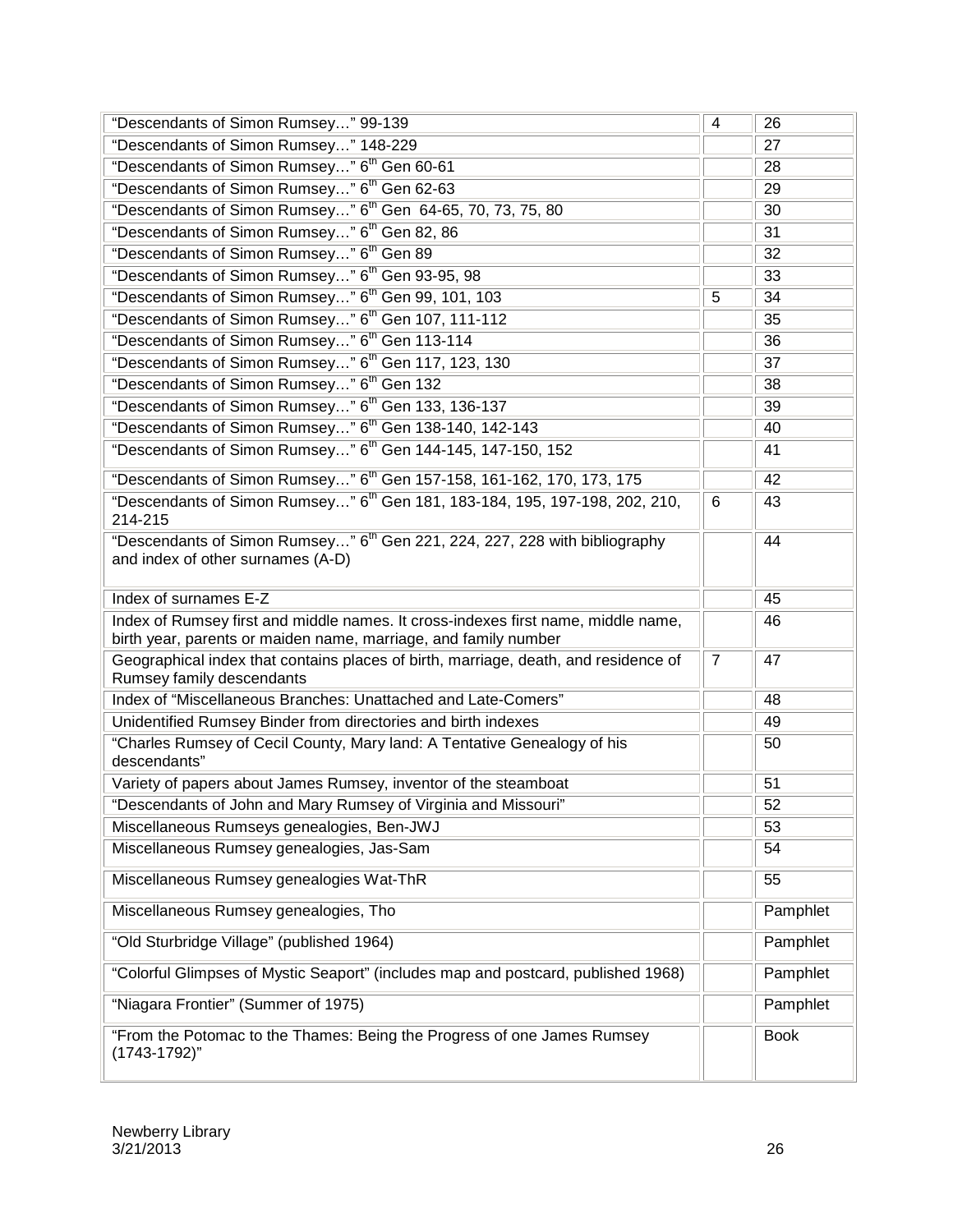| | | |
|---|---|---|
| "Descendants of Simon Rumsey…" 99-139 | 4 | 26 |
| "Descendants of Simon Rumsey…" 148-229 | | 27 |
| "Descendants of Simon Rumsey…" 6th Gen 60-61 | | 28 |
| "Descendants of Simon Rumsey…" 6th Gen 62-63 | | 29 |
| "Descendants of Simon Rumsey…" 6th Gen 64-65, 70, 73, 75, 80 | | 30 |
| "Descendants of Simon Rumsey…" 6th Gen 82, 86 | | 31 |
| "Descendants of Simon Rumsey…" 6th Gen 89 | | 32 |
| "Descendants of Simon Rumsey…" 6th Gen 93-95, 98 | | 33 |
| "Descendants of Simon Rumsey…" 6th Gen 99, 101, 103 | 5 | 34 |
| "Descendants of Simon Rumsey…" 6th Gen 107, 111-112 | | 35 |
| "Descendants of Simon Rumsey…" 6th Gen 113-114 | | 36 |
| "Descendants of Simon Rumsey…" 6th Gen 117, 123, 130 | | 37 |
| "Descendants of Simon Rumsey…" 6th Gen 132 | | 38 |
| "Descendants of Simon Rumsey…" 6th Gen 133, 136-137 | | 39 |
| "Descendants of Simon Rumsey…" 6th Gen 138-140, 142-143 | | 40 |
| "Descendants of Simon Rumsey…" 6th Gen 144-145, 147-150, 152 | | 41 |
| "Descendants of Simon Rumsey…" 6th Gen 157-158, 161-162, 170, 173, 175 | | 42 |
| "Descendants of Simon Rumsey…" 6th Gen 181, 183-184, 195, 197-198, 202, 210, 214-215 | 6 | 43 |
| "Descendants of Simon Rumsey…" 6th Gen 221, 224, 227, 228 with bibliography and index of other surnames (A-D) | | 44 |
| Index of surnames E-Z | | 45 |
| Index of Rumsey first and middle names. It cross-indexes first name, middle name, birth year, parents or maiden name, marriage, and family number | | 46 |
| Geographical index that contains places of birth, marriage, death, and residence of Rumsey family descendants | 7 | 47 |
| Index of "Miscellaneous Branches: Unattached and Late-Comers" | | 48 |
| Unidentified Rumsey Binder from directories and birth indexes | | 49 |
| "Charles Rumsey of Cecil County, Mary land: A Tentative Genealogy of his descendants" | | 50 |
| Variety of papers about James Rumsey, inventor of the steamboat | | 51 |
| "Descendants of John and Mary Rumsey of Virginia and Missouri" | | 52 |
| Miscellaneous Rumseys genealogies, Ben-JWJ | | 53 |
| Miscellaneous Rumsey genealogies, Jas-Sam | | 54 |
| Miscellaneous Rumsey genealogies Wat-ThR | | 55 |
| Miscellaneous Rumsey genealogies, Tho | | Pamphlet |
| "Old Sturbridge Village" (published 1964) | | Pamphlet |
| "Colorful Glimpses of Mystic Seaport" (includes map and postcard, published 1968) | | Pamphlet |
| "Niagara Frontier" (Summer of 1975) | | Pamphlet |
| "From the Potomac to the Thames: Being the Progress of one James Rumsey (1743-1792)" | | Book |

Newberry Library
3/21/2013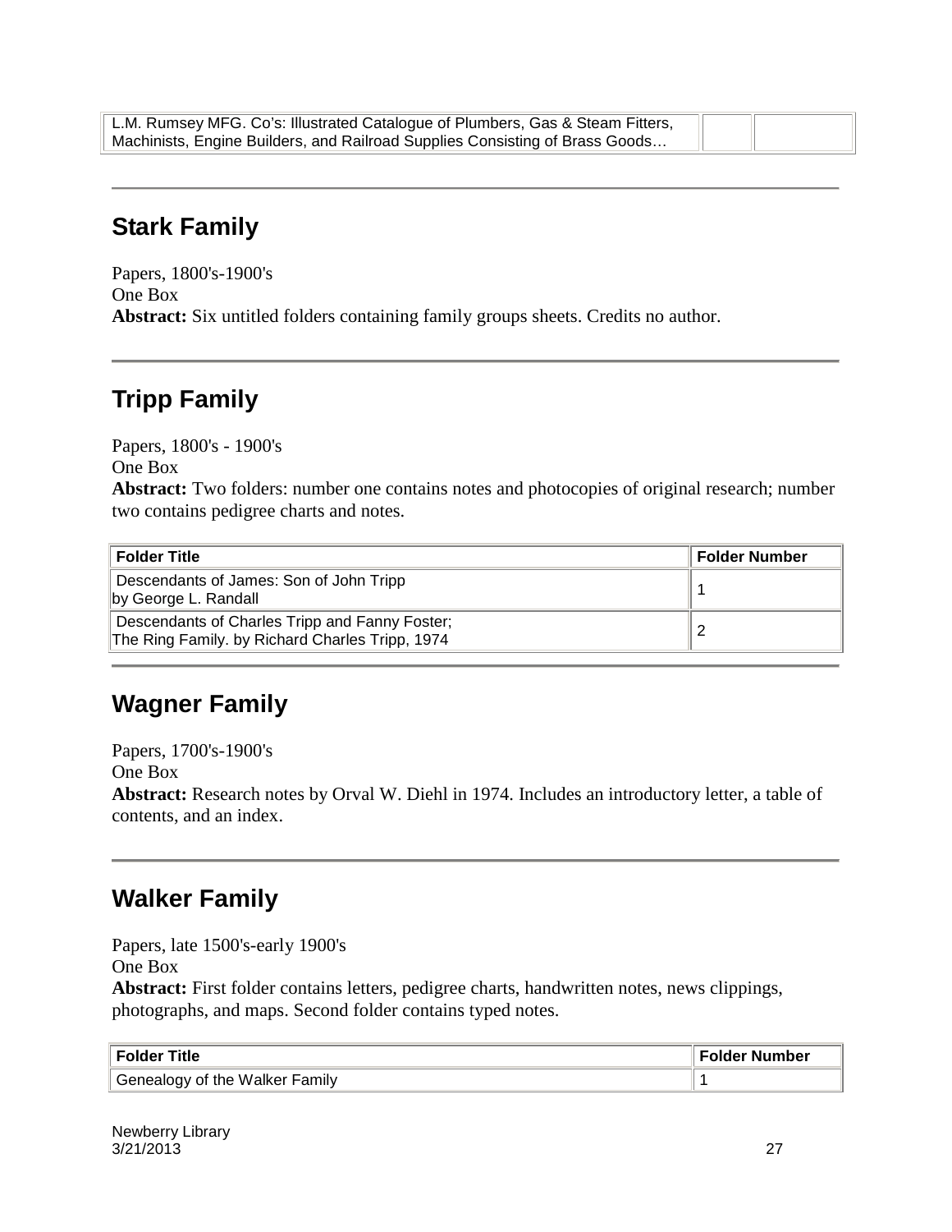| L.M. Rumsey MFG. Co's: Illustrated Catalogue of Plumbers, Gas & Steam Fitters, Machinists, Engine Builders, and Railroad Supplies Consisting of Brass Goods… | | |
|---|---|---|

---

## Stark Family

Papers, 1800's-1900's
One Box
**Abstract:** Six untitled folders containing family groups sheets. Credits no author.

---

## Tripp Family

Papers, 1800's - 1900's
One Box
**Abstract:** Two folders: number one contains notes and photocopies of original research; number two contains pedigree charts and notes.

| Folder Title | Folder Number |
|---|---|
| Descendants of James: Son of John Tripp by George L. Randall | 1 |
| Descendants of Charles Tripp and Fanny Foster; The Ring Family. by Richard Charles Tripp, 1974 | 2 |

---

## Wagner Family

Papers, 1700's-1900's
One Box
**Abstract:** Research notes by Orval W. Diehl in 1974. Includes an introductory letter, a table of contents, and an index.

---

## Walker Family

Papers, late 1500's-early 1900's
One Box
**Abstract:** First folder contains letters, pedigree charts, handwritten notes, news clippings, photographs, and maps. Second folder contains typed notes.

| Folder Title | Folder Number |
|---|---|
| Genealogy of the Walker Family | 1 |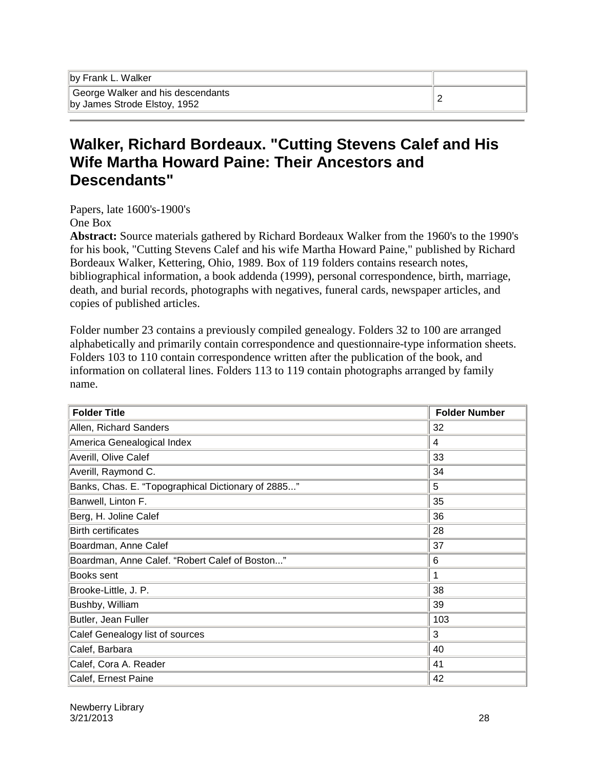| | |
|---|---|
| by Frank L. Walker | |
| George Walker and his descendants by James Strode Elstoy, 1952 | 2 |

## Walker, Richard Bordeaux. "Cutting Stevens Calef and His Wife Martha Howard Paine: Their Ancestors and Descendants"

Papers, late 1600's-1900's
One Box

**Abstract:** Source materials gathered by Richard Bordeaux Walker from the 1960's to the 1990's for his book, "Cutting Stevens Calef and his wife Martha Howard Paine," published by Richard Bordeaux Walker, Kettering, Ohio, 1989. Box of 119 folders contains research notes, bibliographical information, a book addenda (1999), personal correspondence, birth, marriage, death, and burial records, photographs with negatives, funeral cards, newspaper articles, and copies of published articles.

Folder number 23 contains a previously compiled genealogy. Folders 32 to 100 are arranged alphabetically and primarily contain correspondence and questionnaire-type information sheets. Folders 103 to 110 contain correspondence written after the publication of the book, and information on collateral lines. Folders 113 to 119 contain photographs arranged by family name.

| Folder Title | Folder Number |
|---|---|
| Allen, Richard Sanders | 32 |
| America Genealogical Index | 4 |
| Averill, Olive Calef | 33 |
| Averill, Raymond C. | 34 |
| Banks, Chas. E. "Topographical Dictionary of 2885..." | 5 |
| Banwell, Linton F. | 35 |
| Berg, H. Joline Calef | 36 |
| Birth certificates | 28 |
| Boardman, Anne Calef | 37 |
| Boardman, Anne Calef. "Robert Calef of Boston..." | 6 |
| Books sent | 1 |
| Brooke-Little, J. P. | 38 |
| Bushby, William | 39 |
| Butler, Jean Fuller | 103 |
| Calef Genealogy list of sources | 3 |
| Calef, Barbara | 40 |
| Calef, Cora A. Reader | 41 |
| Calef, Ernest Paine | 42 |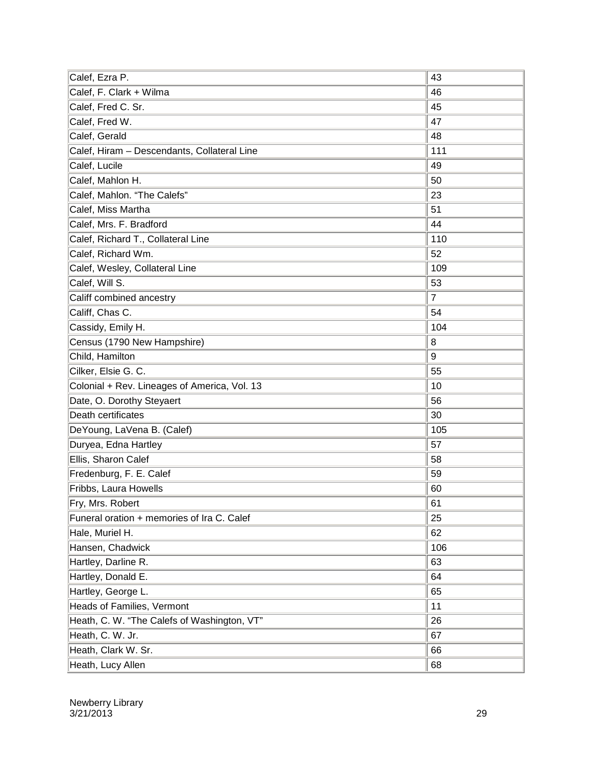| | |
|---|---|
| Calef, Ezra P. | 43 |
| Calef, F. Clark + Wilma | 46 |
| Calef, Fred C. Sr. | 45 |
| Calef, Fred W. | 47 |
| Calef, Gerald | 48 |
| Calef, Hiram – Descendants, Collateral Line | 111 |
| Calef, Lucile | 49 |
| Calef, Mahlon H. | 50 |
| Calef, Mahlon. "The Calefs" | 23 |
| Calef, Miss Martha | 51 |
| Calef, Mrs. F. Bradford | 44 |
| Calef, Richard T., Collateral Line | 110 |
| Calef, Richard Wm. | 52 |
| Calef, Wesley, Collateral Line | 109 |
| Calef, Will S. | 53 |
| Califf combined ancestry | 7 |
| Califf, Chas C. | 54 |
| Cassidy, Emily H. | 104 |
| Census (1790 New Hampshire) | 8 |
| Child, Hamilton | 9 |
| Cilker, Elsie G. C. | 55 |
| Colonial + Rev. Lineages of America, Vol. 13 | 10 |
| Date, O. Dorothy Steyaert | 56 |
| Death certificates | 30 |
| DeYoung, LaVena B. (Calef) | 105 |
| Duryea, Edna Hartley | 57 |
| Ellis, Sharon Calef | 58 |
| Fredenburg, F. E. Calef | 59 |
| Fribbs, Laura Howells | 60 |
| Fry, Mrs. Robert | 61 |
| Funeral oration + memories of Ira C. Calef | 25 |
| Hale, Muriel H. | 62 |
| Hansen, Chadwick | 106 |
| Hartley, Darline R. | 63 |
| Hartley, Donald E. | 64 |
| Hartley, George L. | 65 |
| Heads of Families, Vermont | 11 |
| Heath, C. W. "The Calefs of Washington, VT" | 26 |
| Heath, C. W. Jr. | 67 |
| Heath, Clark W. Sr. | 66 |
| Heath, Lucy Allen | 68 |

Newberry Library
3/21/2013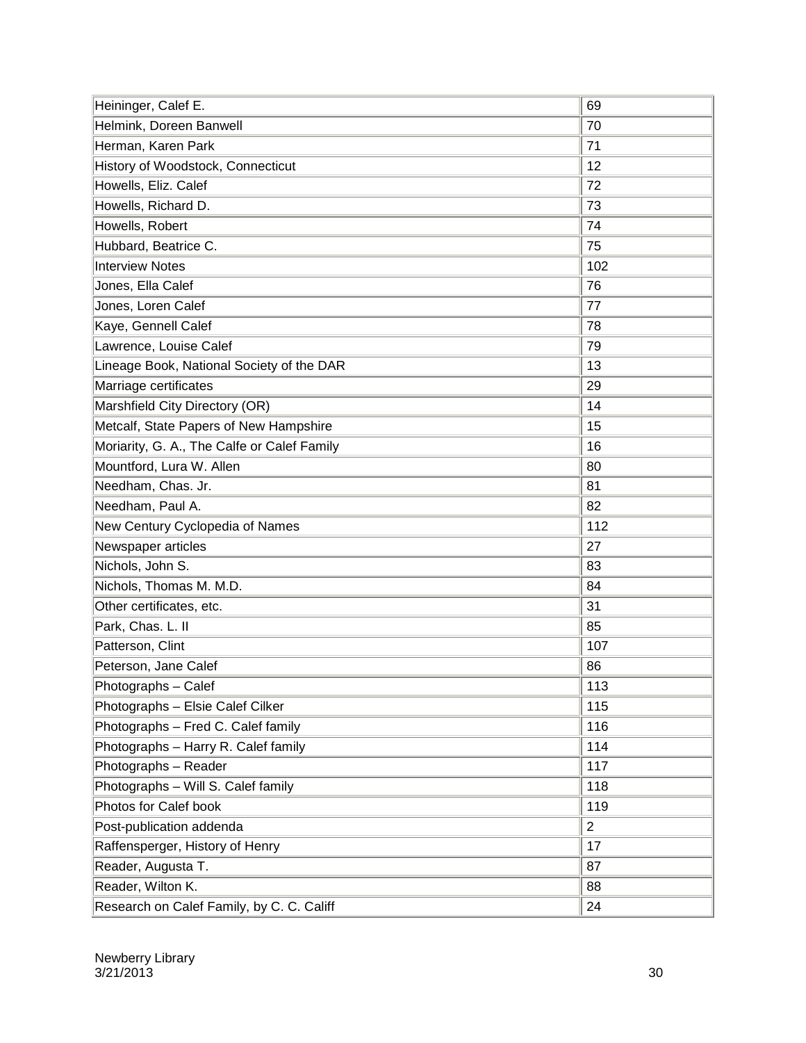| | |
|---|---|
| Heininger, Calef E. | 69 |
| Helmink, Doreen Banwell | 70 |
| Herman, Karen Park | 71 |
| History of Woodstock, Connecticut | 12 |
| Howells, Eliz. Calef | 72 |
| Howells, Richard D. | 73 |
| Howells, Robert | 74 |
| Hubbard, Beatrice C. | 75 |
| Interview Notes | 102 |
| Jones, Ella Calef | 76 |
| Jones, Loren Calef | 77 |
| Kaye, Gennell Calef | 78 |
| Lawrence, Louise Calef | 79 |
| Lineage Book, National Society of the DAR | 13 |
| Marriage certificates | 29 |
| Marshfield City Directory (OR) | 14 |
| Metcalf, State Papers of New Hampshire | 15 |
| Moriarity, G. A., The Calfe or Calef Family | 16 |
| Mountford, Lura W. Allen | 80 |
| Needham, Chas. Jr. | 81 |
| Needham, Paul A. | 82 |
| New Century Cyclopedia of Names | 112 |
| Newspaper articles | 27 |
| Nichols, John S. | 83 |
| Nichols, Thomas M. M.D. | 84 |
| Other certificates, etc. | 31 |
| Park, Chas. L. II | 85 |
| Patterson, Clint | 107 |
| Peterson, Jane Calef | 86 |
| Photographs – Calef | 113 |
| Photographs – Elsie Calef Cilker | 115 |
| Photographs – Fred C. Calef family | 116 |
| Photographs – Harry R. Calef family | 114 |
| Photographs – Reader | 117 |
| Photographs – Will S. Calef family | 118 |
| Photos for Calef book | 119 |
| Post-publication addenda | 2 |
| Raffensperger, History of Henry | 17 |
| Reader, Augusta T. | 87 |
| Reader, Wilton K. | 88 |
| Research on Calef Family, by C. C. Califf | 24 |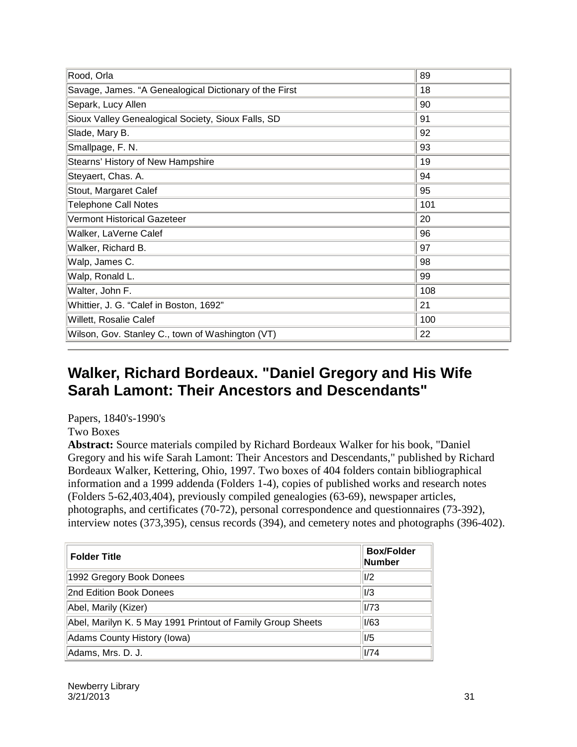| | |
|---|---|
| Rood, Orla | 89 |
| Savage, James. “A Genealogical Dictionary of the First | 18 |
| Separk, Lucy Allen | 90 |
| Sioux Valley Genealogical Society, Sioux Falls, SD | 91 |
| Slade, Mary B. | 92 |
| Smallpage, F. N. | 93 |
| Stearns’ History of New Hampshire | 19 |
| Steyaert, Chas. A. | 94 |
| Stout, Margaret Calef | 95 |
| Telephone Call Notes | 101 |
| Vermont Historical Gazeteer | 20 |
| Walker, LaVerne Calef | 96 |
| Walker, Richard B. | 97 |
| Walp, James C. | 98 |
| Walp, Ronald L. | 99 |
| Walter, John F. | 108 |
| Whittier, J. G. “Calef in Boston, 1692” | 21 |
| Willett, Rosalie Calef | 100 |
| Wilson, Gov. Stanley C., town of Washington (VT) | 22 |

---

## Walker, Richard Bordeaux. "Daniel Gregory and His Wife Sarah Lamont: Their Ancestors and Descendants"

Papers, 1840's-1990's

Two Boxes

**Abstract:** Source materials compiled by Richard Bordeaux Walker for his book, "Daniel Gregory and his wife Sarah Lamont: Their Ancestors and Descendants," published by Richard Bordeaux Walker, Kettering, Ohio, 1997. Two boxes of 404 folders contain bibliographical information and a 1999 addenda (Folders 1-4), copies of published works and research notes (Folders 5-62,403,404), previously compiled genealogies (63-69), newspaper articles, photographs, and certificates (70-72), personal correspondence and questionnaires (73-392), interview notes (373,395), census records (394), and cemetery notes and photographs (396-402).

| Folder Title | Box/Folder Number |
|---|---|
| 1992 Gregory Book Donees | I/2 |
| 2nd Edition Book Donees | I/3 |
| Abel, Marily (Kizer) | I/73 |
| Abel, Marilyn K. 5 May 1991 Printout of Family Group Sheets | I/63 |
| Adams County History (Iowa) | I/5 |
| Adams, Mrs. D. J. | I/74 |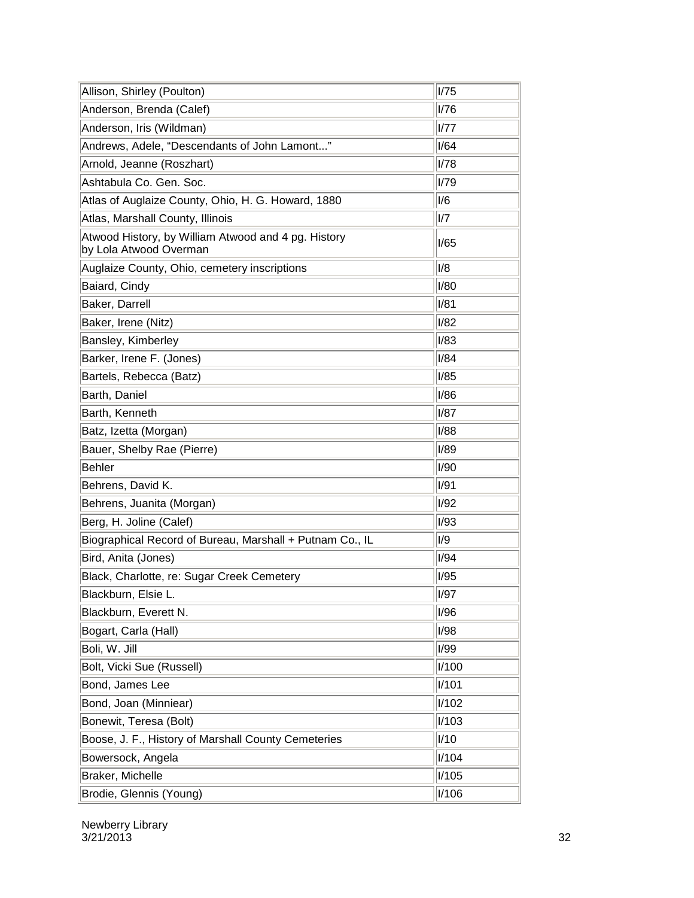| | |
|---|---|
| Allison, Shirley (Poulton) | I/75 |
| Anderson, Brenda (Calef) | I/76 |
| Anderson, Iris (Wildman) | I/77 |
| Andrews, Adele, “Descendants of John Lamont...” | I/64 |
| Arnold, Jeanne (Roszhart) | I/78 |
| Ashtabula Co. Gen. Soc. | I/79 |
| Atlas of Auglaize County, Ohio, H. G. Howard, 1880 | I/6 |
| Atlas, Marshall County, Illinois | I/7 |
| Atwood History, by William Atwood and 4 pg. History by Lola Atwood Overman | I/65 |
| Auglaize County, Ohio, cemetery inscriptions | I/8 |
| Baiard, Cindy | I/80 |
| Baker, Darrell | I/81 |
| Baker, Irene (Nitz) | I/82 |
| Bansley, Kimberley | I/83 |
| Barker, Irene F. (Jones) | I/84 |
| Bartels, Rebecca (Batz) | I/85 |
| Barth, Daniel | I/86 |
| Barth, Kenneth | I/87 |
| Batz, Izetta (Morgan) | I/88 |
| Bauer, Shelby Rae (Pierre) | I/89 |
| Behler | I/90 |
| Behrens, David K. | I/91 |
| Behrens, Juanita (Morgan) | I/92 |
| Berg, H. Joline (Calef) | I/93 |
| Biographical Record of Bureau, Marshall + Putnam Co., IL | I/9 |
| Bird, Anita (Jones) | I/94 |
| Black, Charlotte, re: Sugar Creek Cemetery | I/95 |
| Blackburn, Elsie L. | I/97 |
| Blackburn, Everett N. | I/96 |
| Bogart, Carla (Hall) | I/98 |
| Boli, W. Jill | I/99 |
| Bolt, Vicki Sue (Russell) | I/100 |
| Bond, James Lee | I/101 |
| Bond, Joan (Minniear) | I/102 |
| Bonewit, Teresa (Bolt) | I/103 |
| Boose, J. F., History of Marshall County Cemeteries | I/10 |
| Bowersock, Angela | I/104 |
| Braker, Michelle | I/105 |
| Brodie, Glennis (Young) | I/106 |

Newberry Library
3/21/2013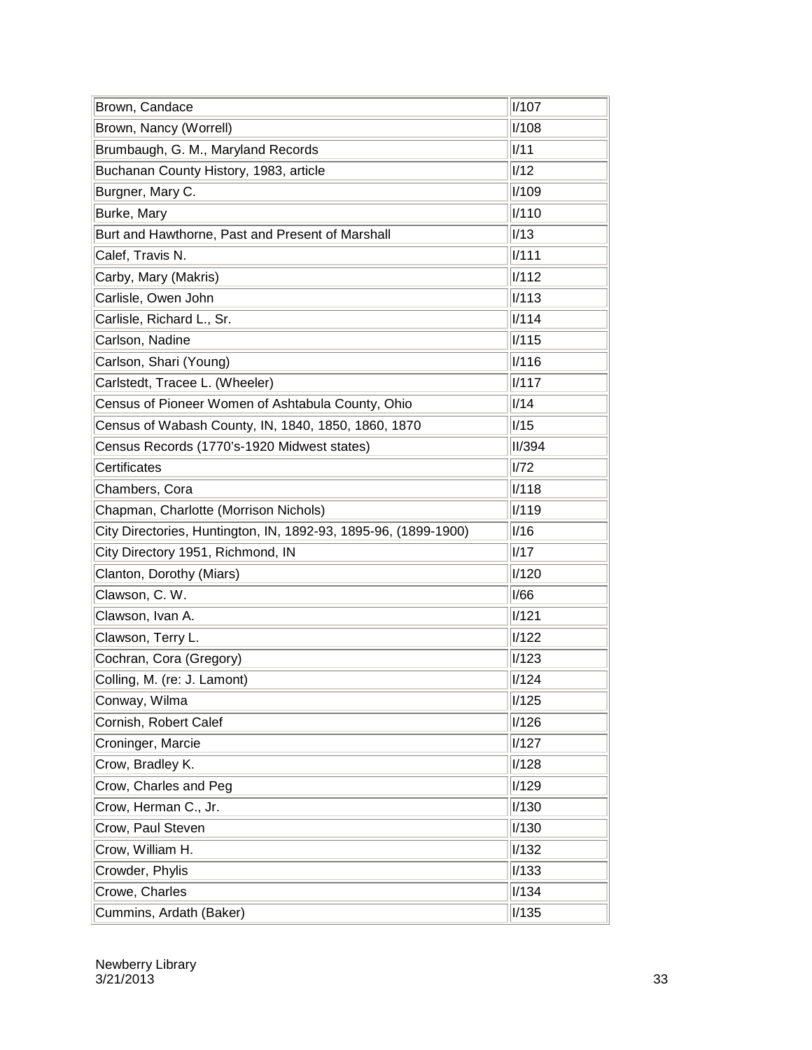| | |
|---|---|
| Brown, Candace | I/107 |
| Brown, Nancy (Worrell) | I/108 |
| Brumbaugh, G. M., Maryland Records | I/11 |
| Buchanan County History, 1983, article | I/12 |
| Burgner, Mary C. | I/109 |
| Burke, Mary | I/110 |
| Burt and Hawthorne, Past and Present of Marshall | I/13 |
| Calef, Travis N. | I/111 |
| Carby, Mary (Makris) | I/112 |
| Carlisle, Owen John | I/113 |
| Carlisle, Richard L., Sr. | I/114 |
| Carlson, Nadine | I/115 |
| Carlson, Shari (Young) | I/116 |
| Carlstedt, Tracee L. (Wheeler) | I/117 |
| Census of Pioneer Women of Ashtabula County, Ohio | I/14 |
| Census of Wabash County, IN, 1840, 1850, 1860, 1870 | I/15 |
| Census Records (1770's-1920 Midwest states) | II/394 |
| Certificates | I/72 |
| Chambers, Cora | I/118 |
| Chapman, Charlotte (Morrison Nichols) | I/119 |
| City Directories, Huntington, IN, 1892-93, 1895-96, (1899-1900) | I/16 |
| City Directory 1951, Richmond, IN | I/17 |
| Clanton, Dorothy (Miars) | I/120 |
| Clawson, C. W. | I/66 |
| Clawson, Ivan A. | I/121 |
| Clawson, Terry L. | I/122 |
| Cochran, Cora (Gregory) | I/123 |
| Colling, M. (re: J. Lamont) | I/124 |
| Conway, Wilma | I/125 |
| Cornish, Robert Calef | I/126 |
| Croninger, Marcie | I/127 |
| Crow, Bradley K. | I/128 |
| Crow, Charles and Peg | I/129 |
| Crow, Herman C., Jr. | I/130 |
| Crow, Paul Steven | I/130 |
| Crow, William H. | I/132 |
| Crowder, Phylis | I/133 |
| Crowe, Charles | I/134 |
| Cummins, Ardath (Baker) | I/135 |

Newberry Library
3/21/2013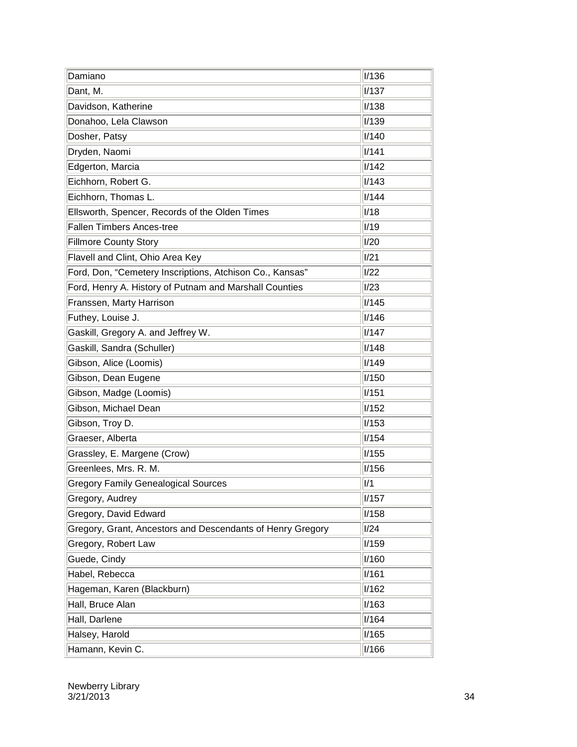| | |
|---|---|
| Damiano | I/136 |
| Dant, M. | I/137 |
| Davidson, Katherine | I/138 |
| Donahoo, Lela Clawson | I/139 |
| Dosher, Patsy | I/140 |
| Dryden, Naomi | I/141 |
| Edgerton, Marcia | I/142 |
| Eichhorn, Robert G. | I/143 |
| Eichhorn, Thomas L. | I/144 |
| Ellsworth, Spencer, Records of the Olden Times | I/18 |
| Fallen Timbers Ances-tree | I/19 |
| Fillmore County Story | I/20 |
| Flavell and Clint, Ohio Area Key | I/21 |
| Ford, Don, “Cemetery Inscriptions, Atchison Co., Kansas” | I/22 |
| Ford, Henry A. History of Putnam and Marshall Counties | I/23 |
| Franssen, Marty Harrison | I/145 |
| Futhey, Louise J. | I/146 |
| Gaskill, Gregory A. and Jeffrey W. | I/147 |
| Gaskill, Sandra (Schuller) | I/148 |
| Gibson, Alice (Loomis) | I/149 |
| Gibson, Dean Eugene | I/150 |
| Gibson, Madge (Loomis) | I/151 |
| Gibson, Michael Dean | I/152 |
| Gibson, Troy D. | I/153 |
| Graeser, Alberta | I/154 |
| Grassley, E. Margene (Crow) | I/155 |
| Greenlees, Mrs. R. M. | I/156 |
| Gregory Family Genealogical Sources | I/1 |
| Gregory, Audrey | I/157 |
| Gregory, David Edward | I/158 |
| Gregory, Grant, Ancestors and Descendants of Henry Gregory | I/24 |
| Gregory, Robert Law | I/159 |
| Guede, Cindy | I/160 |
| Habel, Rebecca | I/161 |
| Hageman, Karen (Blackburn) | I/162 |
| Hall, Bruce Alan | I/163 |
| Hall, Darlene | I/164 |
| Halsey, Harold | I/165 |
| Hamann, Kevin C. | I/166 |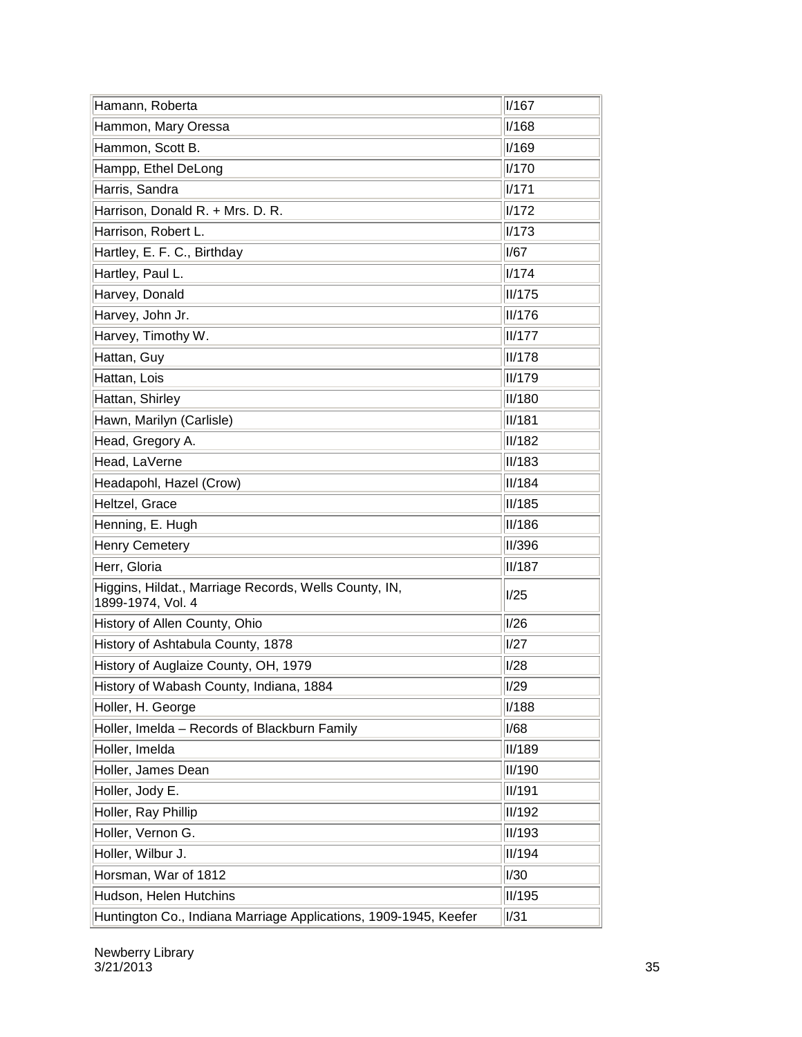| | |
|---|---|
| Hamann, Roberta | I/167 |
| Hammon, Mary Oressa | I/168 |
| Hammon, Scott B. | I/169 |
| Hampp, Ethel DeLong | I/170 |
| Harris, Sandra | I/171 |
| Harrison, Donald R. + Mrs. D. R. | I/172 |
| Harrison, Robert L. | I/173 |
| Hartley, E. F. C., Birthday | I/67 |
| Hartley, Paul L. | I/174 |
| Harvey, Donald | II/175 |
| Harvey, John Jr. | II/176 |
| Harvey, Timothy W. | II/177 |
| Hattan, Guy | II/178 |
| Hattan, Lois | II/179 |
| Hattan, Shirley | II/180 |
| Hawn, Marilyn (Carlisle) | II/181 |
| Head, Gregory A. | II/182 |
| Head, LaVerne | II/183 |
| Headapohl, Hazel (Crow) | II/184 |
| Heltzel, Grace | II/185 |
| Henning, E. Hugh | II/186 |
| Henry Cemetery | II/396 |
| Herr, Gloria | II/187 |
| Higgins, Hildat., Marriage Records, Wells County, IN, 1899-1974, Vol. 4 | I/25 |
| History of Allen County, Ohio | I/26 |
| History of Ashtabula County, 1878 | I/27 |
| History of Auglaize County, OH, 1979 | I/28 |
| History of Wabash County, Indiana, 1884 | I/29 |
| Holler, H. George | I/188 |
| Holler, Imelda – Records of Blackburn Family | I/68 |
| Holler, Imelda | II/189 |
| Holler, James Dean | II/190 |
| Holler, Jody E. | II/191 |
| Holler, Ray Phillip | II/192 |
| Holler, Vernon G. | II/193 |
| Holler, Wilbur J. | II/194 |
| Horsman, War of 1812 | I/30 |
| Hudson, Helen Hutchins | II/195 |
| Huntington Co., Indiana Marriage Applications, 1909-1945, Keefer | I/31 |

Newberry Library
3/21/2013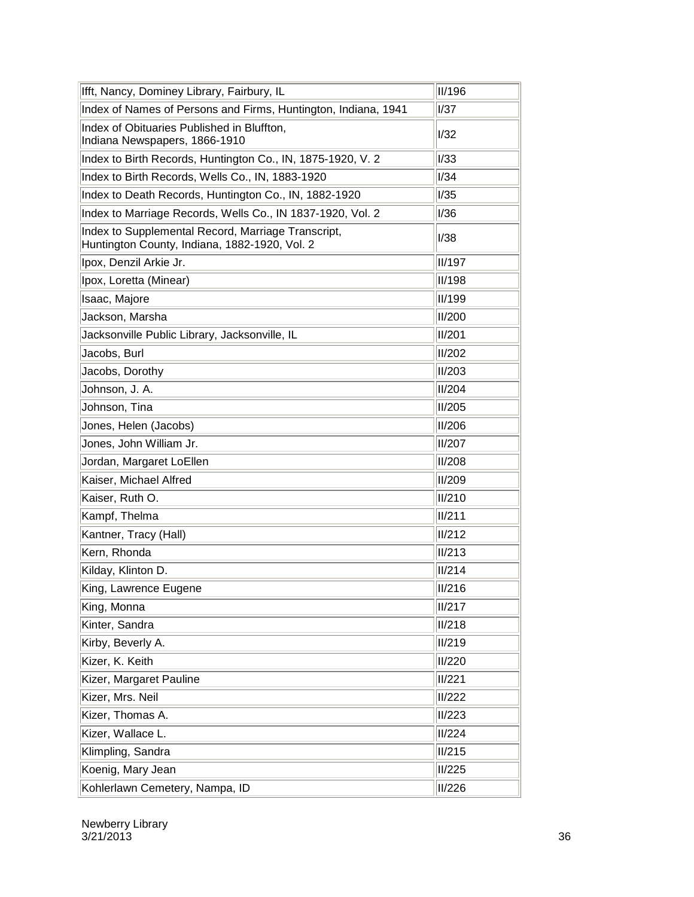| | |
|---|---|
| Ifft, Nancy, Dominey Library, Fairbury, IL | II/196 |
| Index of Names of Persons and Firms, Huntington, Indiana, 1941 | I/37 |
| Index of Obituaries Published in Bluffton, Indiana Newspapers, 1866-1910 | I/32 |
| Index to Birth Records, Huntington Co., IN, 1875-1920, V. 2 | I/33 |
| Index to Birth Records, Wells Co., IN, 1883-1920 | I/34 |
| Index to Death Records, Huntington Co., IN, 1882-1920 | I/35 |
| Index to Marriage Records, Wells Co., IN 1837-1920, Vol. 2 | I/36 |
| Index to Supplemental Record, Marriage Transcript, Huntington County, Indiana, 1882-1920, Vol. 2 | I/38 |
| Ipox, Denzil Arkie Jr. | II/197 |
| Ipox, Loretta (Minear) | II/198 |
| Isaac, Majore | II/199 |
| Jackson, Marsha | II/200 |
| Jacksonville Public Library, Jacksonville, IL | II/201 |
| Jacobs, Burl | II/202 |
| Jacobs, Dorothy | II/203 |
| Johnson, J. A. | II/204 |
| Johnson, Tina | II/205 |
| Jones, Helen (Jacobs) | II/206 |
| Jones, John William Jr. | II/207 |
| Jordan, Margaret LoEllen | II/208 |
| Kaiser, Michael Alfred | II/209 |
| Kaiser, Ruth O. | II/210 |
| Kampf, Thelma | II/211 |
| Kantner, Tracy (Hall) | II/212 |
| Kern, Rhonda | II/213 |
| Kilday, Klinton D. | II/214 |
| King, Lawrence Eugene | II/216 |
| King, Monna | II/217 |
| Kinter, Sandra | II/218 |
| Kirby, Beverly A. | II/219 |
| Kizer, K. Keith | II/220 |
| Kizer, Margaret Pauline | II/221 |
| Kizer, Mrs. Neil | II/222 |
| Kizer, Thomas A. | II/223 |
| Kizer, Wallace L. | II/224 |
| Klimpling, Sandra | II/215 |
| Koenig, Mary Jean | II/225 |
| Kohlerlawn Cemetery, Nampa, ID | II/226 |

Newberry Library
3/21/2013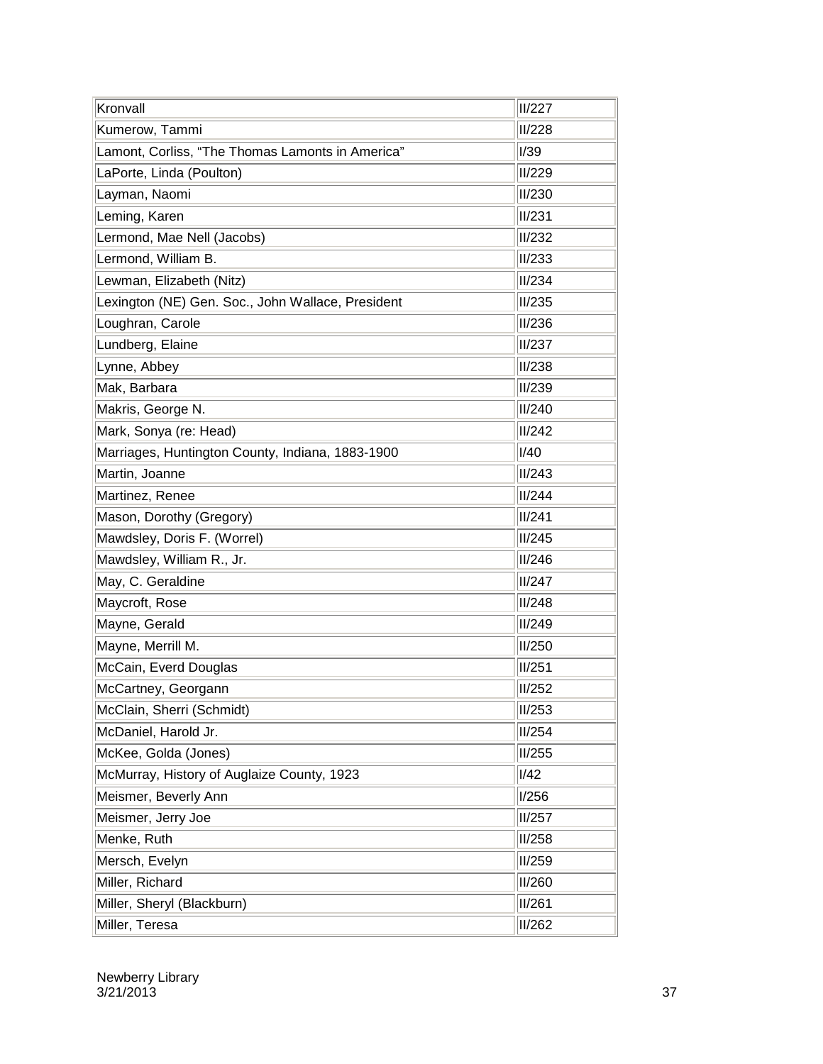| Kronvall | II/227 |
|---|---|
| Kumerow, Tammi | II/228 |
| Lamont, Corliss, "The Thomas Lamonts in America" | I/39 |
| LaPorte, Linda (Poulton) | II/229 |
| Layman, Naomi | II/230 |
| Leming, Karen | II/231 |
| Lermond, Mae Nell (Jacobs) | II/232 |
| Lermond, William B. | II/233 |
| Lewman, Elizabeth (Nitz) | II/234 |
| Lexington (NE) Gen. Soc., John Wallace, President | II/235 |
| Loughran, Carole | II/236 |
| Lundberg, Elaine | II/237 |
| Lynne, Abbey | II/238 |
| Mak, Barbara | II/239 |
| Makris, George N. | II/240 |
| Mark, Sonya (re: Head) | II/242 |
| Marriages, Huntington County, Indiana, 1883-1900 | I/40 |
| Martin, Joanne | II/243 |
| Martinez, Renee | II/244 |
| Mason, Dorothy (Gregory) | II/241 |
| Mawdsley, Doris F. (Worrel) | II/245 |
| Mawdsley, William R., Jr. | II/246 |
| May, C. Geraldine | II/247 |
| Maycroft, Rose | II/248 |
| Mayne, Gerald | II/249 |
| Mayne, Merrill M. | II/250 |
| McCain, Everd Douglas | II/251 |
| McCartney, Georgann | II/252 |
| McClain, Sherri (Schmidt) | II/253 |
| McDaniel, Harold Jr. | II/254 |
| McKee, Golda (Jones) | II/255 |
| McMurray, History of Auglaize County, 1923 | I/42 |
| Meismer, Beverly Ann | I/256 |
| Meismer, Jerry Joe | II/257 |
| Menke, Ruth | II/258 |
| Mersch, Evelyn | II/259 |
| Miller, Richard | II/260 |
| Miller, Sheryl (Blackburn) | II/261 |
| Miller, Teresa | II/262 |

Newberry Library
3/21/2013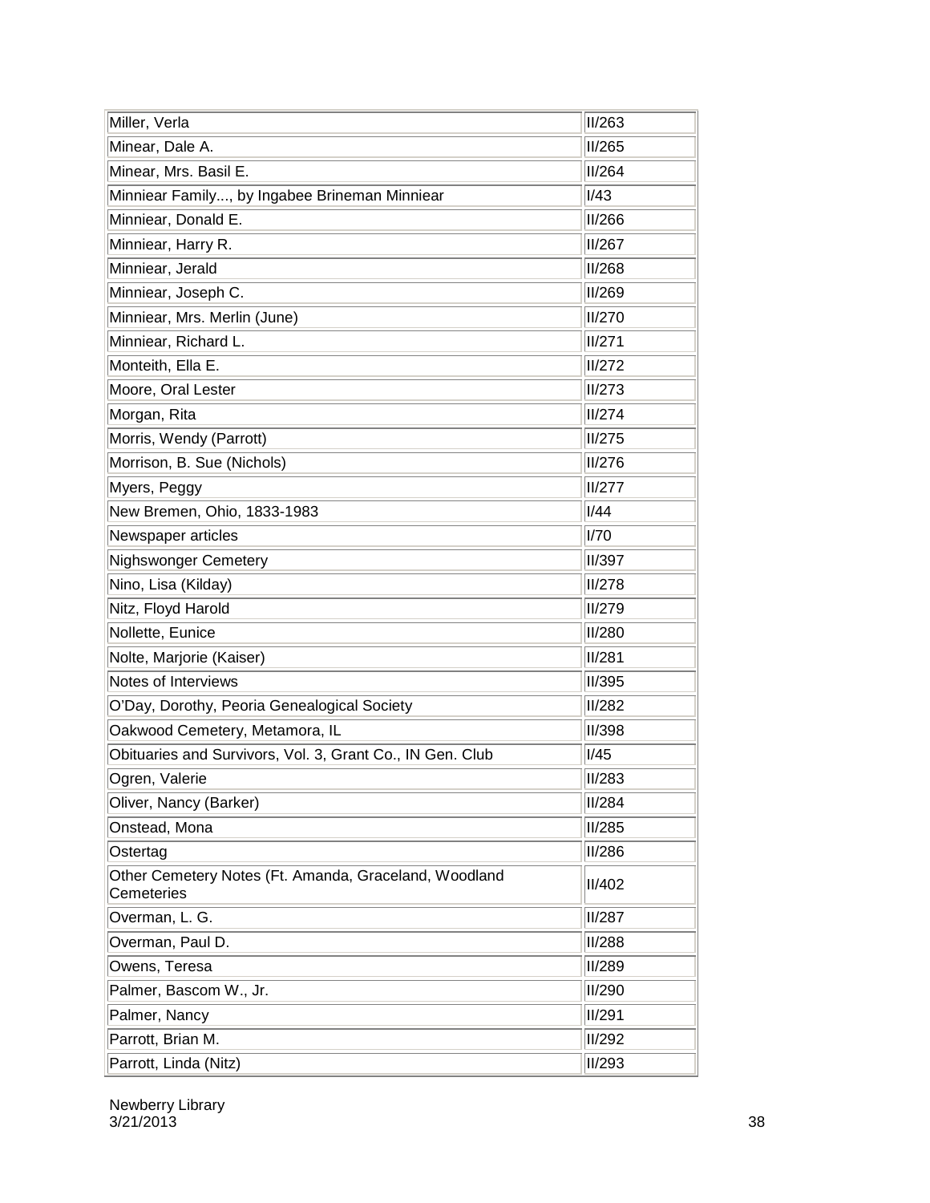| | |
|---|---|
| Miller, Verla | II/263 |
| Minear, Dale A. | II/265 |
| Minear, Mrs. Basil E. | II/264 |
| Minniear Family..., by Ingabee Brineman Minniear | I/43 |
| Minniear, Donald E. | II/266 |
| Minniear, Harry R. | II/267 |
| Minniear, Jerald | II/268 |
| Minniear, Joseph C. | II/269 |
| Minniear, Mrs. Merlin (June) | II/270 |
| Minniear, Richard L. | II/271 |
| Monteith, Ella E. | II/272 |
| Moore, Oral Lester | II/273 |
| Morgan, Rita | II/274 |
| Morris, Wendy (Parrott) | II/275 |
| Morrison, B. Sue (Nichols) | II/276 |
| Myers, Peggy | II/277 |
| New Bremen, Ohio, 1833-1983 | I/44 |
| Newspaper articles | I/70 |
| Nighswonger Cemetery | II/397 |
| Nino, Lisa (Kilday) | II/278 |
| Nitz, Floyd Harold | II/279 |
| Nollette, Eunice | II/280 |
| Nolte, Marjorie (Kaiser) | II/281 |
| Notes of Interviews | II/395 |
| O'Day, Dorothy, Peoria Genealogical Society | II/282 |
| Oakwood Cemetery, Metamora, IL | II/398 |
| Obituaries and Survivors, Vol. 3, Grant Co., IN Gen. Club | I/45 |
| Ogren, Valerie | II/283 |
| Oliver, Nancy (Barker) | II/284 |
| Onstead, Mona | II/285 |
| Ostertag | II/286 |
| Other Cemetery Notes (Ft. Amanda, Graceland, Woodland Cemeteries | II/402 |
| Overman, L. G. | II/287 |
| Overman, Paul D. | II/288 |
| Owens, Teresa | II/289 |
| Palmer, Bascom W., Jr. | II/290 |
| Palmer, Nancy | II/291 |
| Parrott, Brian M. | II/292 |
| Parrott, Linda (Nitz) | II/293 |

Newberry Library
3/21/2013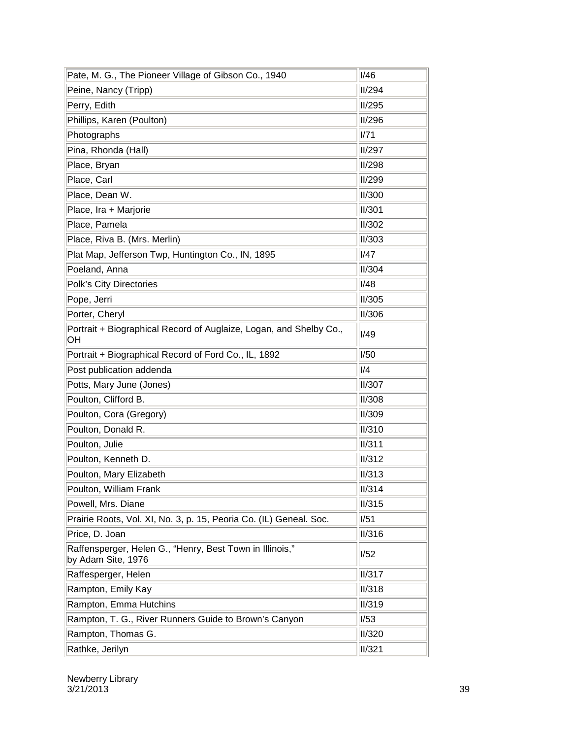| | |
|---|---|
| Pate, M. G., The Pioneer Village of Gibson Co., 1940 | I/46 |
| Peine, Nancy (Tripp) | II/294 |
| Perry, Edith | II/295 |
| Phillips, Karen (Poulton) | II/296 |
| Photographs | I/71 |
| Pina, Rhonda (Hall) | II/297 |
| Place, Bryan | II/298 |
| Place, Carl | II/299 |
| Place, Dean W. | II/300 |
| Place, Ira + Marjorie | II/301 |
| Place, Pamela | II/302 |
| Place, Riva B. (Mrs. Merlin) | II/303 |
| Plat Map, Jefferson Twp, Huntington Co., IN, 1895 | I/47 |
| Poeland, Anna | II/304 |
| Polk's City Directories | I/48 |
| Pope, Jerri | II/305 |
| Porter, Cheryl | II/306 |
| Portrait + Biographical Record of Auglaize, Logan, and Shelby Co., OH | I/49 |
| Portrait + Biographical Record of Ford Co., IL, 1892 | I/50 |
| Post publication addenda | I/4 |
| Potts, Mary June (Jones) | II/307 |
| Poulton, Clifford B. | II/308 |
| Poulton, Cora (Gregory) | II/309 |
| Poulton, Donald R. | II/310 |
| Poulton, Julie | II/311 |
| Poulton, Kenneth D. | II/312 |
| Poulton, Mary Elizabeth | II/313 |
| Poulton, William Frank | II/314 |
| Powell, Mrs. Diane | II/315 |
| Prairie Roots, Vol. XI, No. 3, p. 15, Peoria Co. (IL) Geneal. Soc. | I/51 |
| Price, D. Joan | II/316 |
| Raffensperger, Helen G., "Henry, Best Town in Illinois," by Adam Site, 1976 | I/52 |
| Raffesperger, Helen | II/317 |
| Rampton, Emily Kay | II/318 |
| Rampton, Emma Hutchins | II/319 |
| Rampton, T. G., River Runners Guide to Brown's Canyon | I/53 |
| Rampton, Thomas G. | II/320 |
| Rathke, Jerilyn | II/321 |

Newberry Library
3/21/2013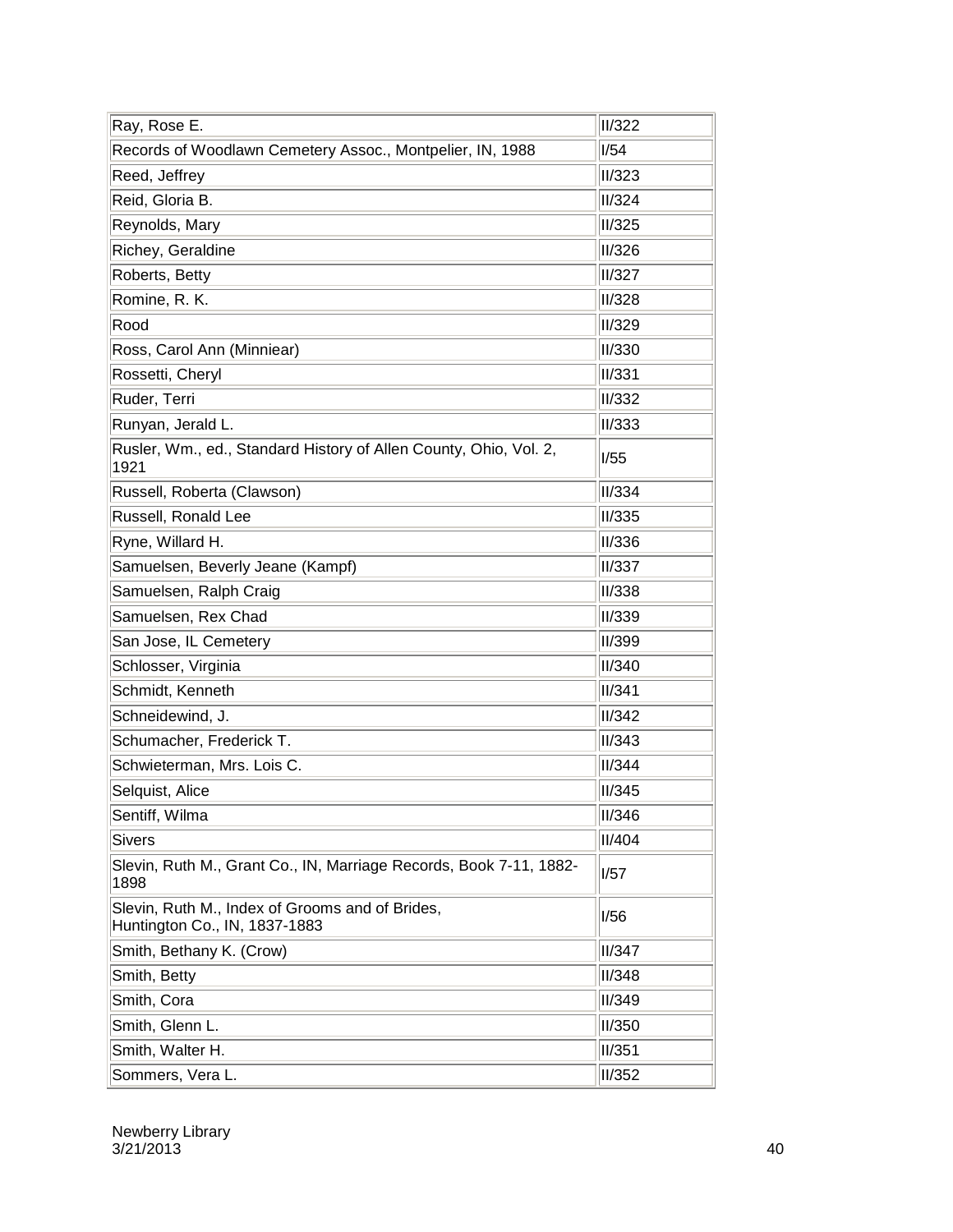| | |
|---|---|
| Ray, Rose E. | II/322 |
| Records of Woodlawn Cemetery Assoc., Montpelier, IN, 1988 | I/54 |
| Reed, Jeffrey | II/323 |
| Reid, Gloria B. | II/324 |
| Reynolds, Mary | II/325 |
| Richey, Geraldine | II/326 |
| Roberts, Betty | II/327 |
| Romine, R. K. | II/328 |
| Rood | II/329 |
| Ross, Carol Ann (Minniear) | II/330 |
| Rossetti, Cheryl | II/331 |
| Ruder, Terri | II/332 |
| Runyan, Jerald L. | II/333 |
| Rusler, Wm., ed., Standard History of Allen County, Ohio, Vol. 2, 1921 | I/55 |
| Russell, Roberta (Clawson) | II/334 |
| Russell, Ronald Lee | II/335 |
| Ryne, Willard H. | II/336 |
| Samuelsen, Beverly Jeane (Kampf) | II/337 |
| Samuelsen, Ralph Craig | II/338 |
| Samuelsen, Rex Chad | II/339 |
| San Jose, IL Cemetery | II/399 |
| Schlosser, Virginia | II/340 |
| Schmidt, Kenneth | II/341 |
| Schneidewind, J. | II/342 |
| Schumacher, Frederick T. | II/343 |
| Schwieterman, Mrs. Lois C. | II/344 |
| Selquist, Alice | II/345 |
| Sentiff, Wilma | II/346 |
| Sivers | II/404 |
| Slevin, Ruth M., Grant Co., IN, Marriage Records, Book 7-11, 1882-1898 | I/57 |
| Slevin, Ruth M., Index of Grooms and of Brides, Huntington Co., IN, 1837-1883 | I/56 |
| Smith, Bethany K. (Crow) | II/347 |
| Smith, Betty | II/348 |
| Smith, Cora | II/349 |
| Smith, Glenn L. | II/350 |
| Smith, Walter H. | II/351 |
| Sommers, Vera L. | II/352 |

Newberry Library
3/21/2013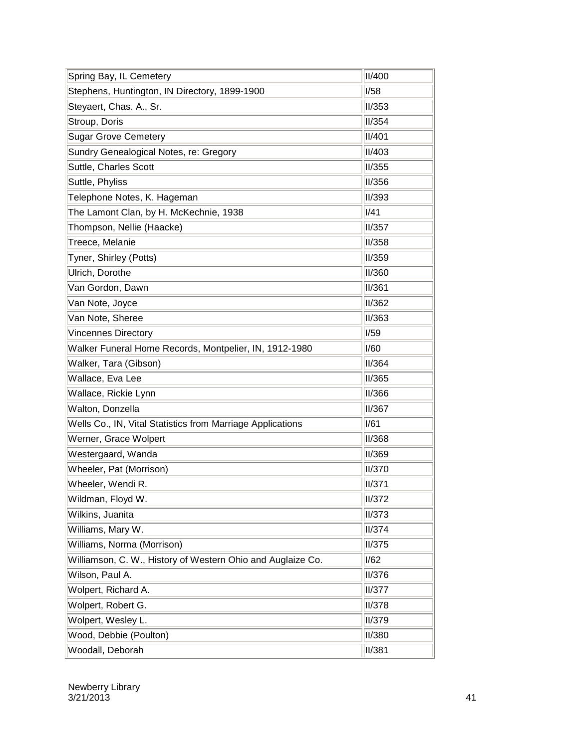| | |
|---|---|
| Spring Bay, IL Cemetery | II/400 |
| Stephens, Huntington, IN Directory, 1899-1900 | I/58 |
| Steyaert, Chas. A., Sr. | II/353 |
| Stroup, Doris | II/354 |
| Sugar Grove Cemetery | II/401 |
| Sundry Genealogical Notes, re: Gregory | II/403 |
| Suttle, Charles Scott | II/355 |
| Suttle, Phyliss | II/356 |
| Telephone Notes, K. Hageman | II/393 |
| The Lamont Clan, by H. McKechnie, 1938 | I/41 |
| Thompson, Nellie (Haacke) | II/357 |
| Treece, Melanie | II/358 |
| Tyner, Shirley (Potts) | II/359 |
| Ulrich, Dorothe | II/360 |
| Van Gordon, Dawn | II/361 |
| Van Note, Joyce | II/362 |
| Van Note, Sheree | II/363 |
| Vincennes Directory | I/59 |
| Walker Funeral Home Records, Montpelier, IN, 1912-1980 | I/60 |
| Walker, Tara (Gibson) | II/364 |
| Wallace, Eva Lee | II/365 |
| Wallace, Rickie Lynn | II/366 |
| Walton, Donzella | II/367 |
| Wells Co., IN, Vital Statistics from Marriage Applications | I/61 |
| Werner, Grace Wolpert | II/368 |
| Westergaard, Wanda | II/369 |
| Wheeler, Pat (Morrison) | II/370 |
| Wheeler, Wendi R. | II/371 |
| Wildman, Floyd W. | II/372 |
| Wilkins, Juanita | II/373 |
| Williams, Mary W. | II/374 |
| Williams, Norma (Morrison) | II/375 |
| Williamson, C. W., History of Western Ohio and Auglaize Co. | I/62 |
| Wilson, Paul A. | II/376 |
| Wolpert, Richard A. | II/377 |
| Wolpert, Robert G. | II/378 |
| Wolpert, Wesley L. | II/379 |
| Wood, Debbie (Poulton) | II/380 |
| Woodall, Deborah | II/381 |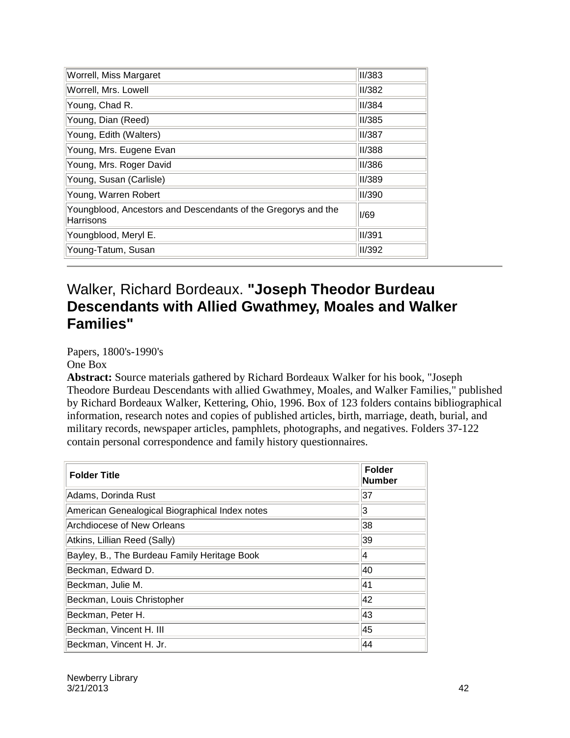| | |
|---|---|
| Worrell, Miss Margaret | II/383 |
| Worrell, Mrs. Lowell | II/382 |
| Young, Chad R. | II/384 |
| Young, Dian (Reed) | II/385 |
| Young, Edith (Walters) | II/387 |
| Young, Mrs. Eugene Evan | II/388 |
| Young, Mrs. Roger David | II/386 |
| Young, Susan (Carlisle) | II/389 |
| Young, Warren Robert | II/390 |
| Youngblood, Ancestors and Descendants of the Gregorys and the Harrisons | I/69 |
| Youngblood, Meryl E. | II/391 |
| Young-Tatum, Susan | II/392 |

---

## Walker, Richard Bordeaux. **"Joseph Theodor Burdeau Descendants with Allied Gwathmey, Moales and Walker Families"**

Papers, 1800's-1990's
One Box
**Abstract:** Source materials gathered by Richard Bordeaux Walker for his book, "Joseph Theodore Burdeau Descendants with allied Gwathmey, Moales, and Walker Families," published by Richard Bordeaux Walker, Kettering, Ohio, 1996. Box of 123 folders contains bibliographical information, research notes and copies of published articles, birth, marriage, death, burial, and military records, newspaper articles, pamphlets, photographs, and negatives. Folders 37-122 contain personal correspondence and family history questionnaires.

| Folder Title | Folder Number |
|---|---|
| Adams, Dorinda Rust | 37 |
| American Genealogical Biographical Index notes | 3 |
| Archdiocese of New Orleans | 38 |
| Atkins, Lillian Reed (Sally) | 39 |
| Bayley, B., The Burdeau Family Heritage Book | 4 |
| Beckman, Edward D. | 40 |
| Beckman, Julie M. | 41 |
| Beckman, Louis Christopher | 42 |
| Beckman, Peter H. | 43 |
| Beckman, Vincent H. III | 45 |
| Beckman, Vincent H. Jr. | 44 |

Newberry Library
3/21/2013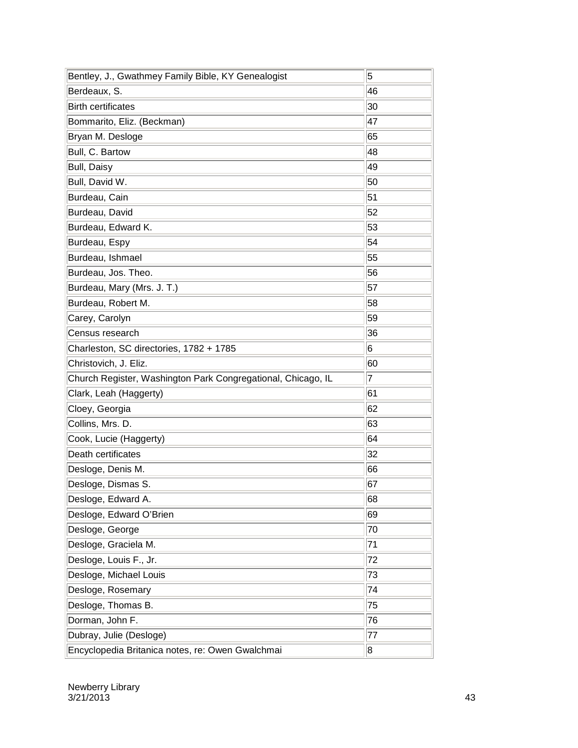| | |
|---|---|
| Bentley, J., Gwathmey Family Bible, KY Genealogist | 5 |
| Berdeaux, S. | 46 |
| Birth certificates | 30 |
| Bommarito, Eliz. (Beckman) | 47 |
| Bryan M. Desloge | 65 |
| Bull, C. Bartow | 48 |
| Bull, Daisy | 49 |
| Bull, David W. | 50 |
| Burdeau, Cain | 51 |
| Burdeau, David | 52 |
| Burdeau, Edward K. | 53 |
| Burdeau, Espy | 54 |
| Burdeau, Ishmael | 55 |
| Burdeau, Jos. Theo. | 56 |
| Burdeau, Mary (Mrs. J. T.) | 57 |
| Burdeau, Robert M. | 58 |
| Carey, Carolyn | 59 |
| Census research | 36 |
| Charleston, SC directories, 1782 + 1785 | 6 |
| Christovich, J. Eliz. | 60 |
| Church Register, Washington Park Congregational, Chicago, IL | 7 |
| Clark, Leah (Haggerty) | 61 |
| Cloey, Georgia | 62 |
| Collins, Mrs. D. | 63 |
| Cook, Lucie (Haggerty) | 64 |
| Death certificates | 32 |
| Desloge, Denis M. | 66 |
| Desloge, Dismas S. | 67 |
| Desloge, Edward A. | 68 |
| Desloge, Edward O'Brien | 69 |
| Desloge, George | 70 |
| Desloge, Graciela M. | 71 |
| Desloge, Louis F., Jr. | 72 |
| Desloge, Michael Louis | 73 |
| Desloge, Rosemary | 74 |
| Desloge, Thomas B. | 75 |
| Dorman, John F. | 76 |
| Dubray, Julie (Desloge) | 77 |
| Encyclopedia Britanica notes, re: Owen Gwalchmai | 8 |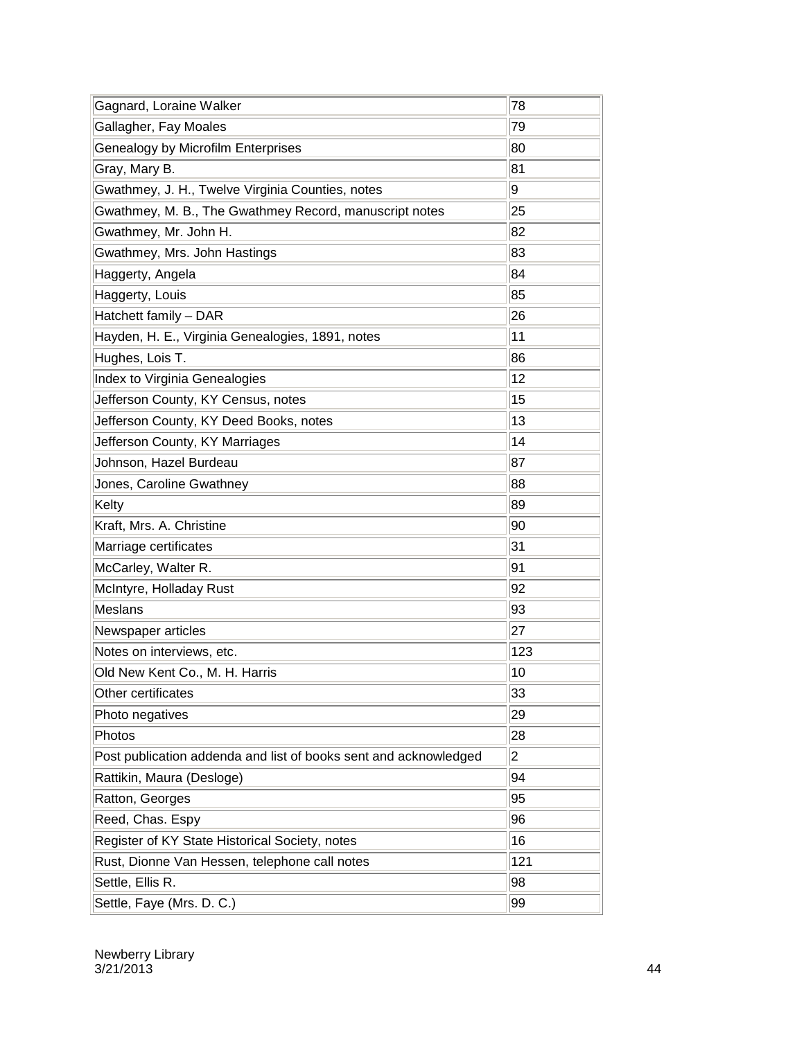| | |
|---|---|
| Gagnard, Loraine Walker | 78 |
| Gallagher, Fay Moales | 79 |
| Genealogy by Microfilm Enterprises | 80 |
| Gray, Mary B. | 81 |
| Gwathmey, J. H., Twelve Virginia Counties, notes | 9 |
| Gwathmey, M. B., The Gwathmey Record, manuscript notes | 25 |
| Gwathmey, Mr. John H. | 82 |
| Gwathmey, Mrs. John Hastings | 83 |
| Haggerty, Angela | 84 |
| Haggerty, Louis | 85 |
| Hatchett family – DAR | 26 |
| Hayden, H. E., Virginia Genealogies, 1891, notes | 11 |
| Hughes, Lois T. | 86 |
| Index to Virginia Genealogies | 12 |
| Jefferson County, KY Census, notes | 15 |
| Jefferson County, KY Deed Books, notes | 13 |
| Jefferson County, KY Marriages | 14 |
| Johnson, Hazel Burdeau | 87 |
| Jones, Caroline Gwathney | 88 |
| Kelty | 89 |
| Kraft, Mrs. A. Christine | 90 |
| Marriage certificates | 31 |
| McCarley, Walter R. | 91 |
| McIntyre, Holladay Rust | 92 |
| Meslans | 93 |
| Newspaper articles | 27 |
| Notes on interviews, etc. | 123 |
| Old New Kent Co., M. H. Harris | 10 |
| Other certificates | 33 |
| Photo negatives | 29 |
| Photos | 28 |
| Post publication addenda and list of books sent and acknowledged | 2 |
| Rattikin, Maura (Desloge) | 94 |
| Ratton, Georges | 95 |
| Reed, Chas. Espy | 96 |
| Register of KY State Historical Society, notes | 16 |
| Rust, Dionne Van Hessen, telephone call notes | 121 |
| Settle, Ellis R. | 98 |
| Settle, Faye (Mrs. D. C.) | 99 |

Newberry Library
3/21/2013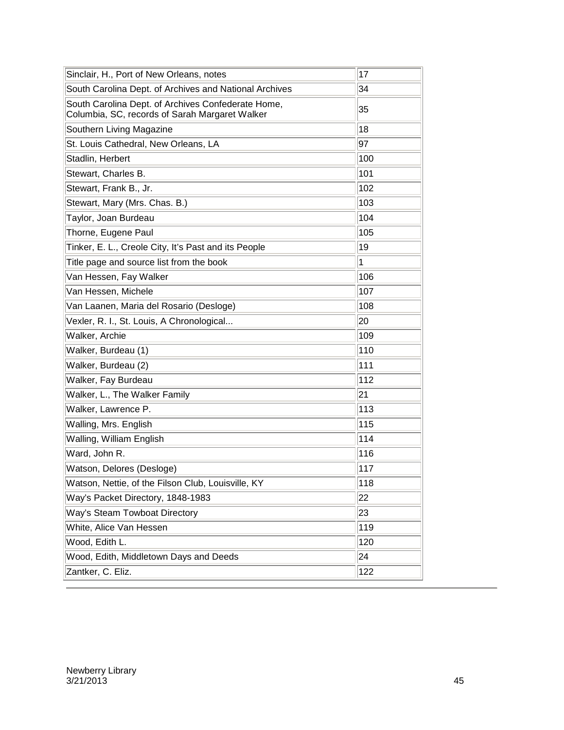| | |
|---|---|
| Sinclair, H., Port of New Orleans, notes | 17 |
| South Carolina Dept. of Archives and National Archives | 34 |
| South Carolina Dept. of Archives Confederate Home, Columbia, SC, records of Sarah Margaret Walker | 35 |
| Southern Living Magazine | 18 |
| St. Louis Cathedral, New Orleans, LA | 97 |
| Stadlin, Herbert | 100 |
| Stewart, Charles B. | 101 |
| Stewart, Frank B., Jr. | 102 |
| Stewart, Mary (Mrs. Chas. B.) | 103 |
| Taylor, Joan Burdeau | 104 |
| Thorne, Eugene Paul | 105 |
| Tinker, E. L., Creole City, It's Past and its People | 19 |
| Title page and source list from the book | 1 |
| Van Hessen, Fay Walker | 106 |
| Van Hessen, Michele | 107 |
| Van Laanen, Maria del Rosario (Desloge) | 108 |
| Vexler, R. I., St. Louis, A Chronological... | 20 |
| Walker, Archie | 109 |
| Walker, Burdeau (1) | 110 |
| Walker, Burdeau (2) | 111 |
| Walker, Fay Burdeau | 112 |
| Walker, L., The Walker Family | 21 |
| Walker, Lawrence P. | 113 |
| Walling, Mrs. English | 115 |
| Walling, William English | 114 |
| Ward, John R. | 116 |
| Watson, Delores (Desloge) | 117 |
| Watson, Nettie, of the Filson Club, Louisville, KY | 118 |
| Way's Packet Directory, 1848-1983 | 22 |
| Way's Steam Towboat Directory | 23 |
| White, Alice Van Hessen | 119 |
| Wood, Edith L. | 120 |
| Wood, Edith, Middletown Days and Deeds | 24 |
| Zantker, C. Eliz. | 122 |

Newberry Library
3/21/2013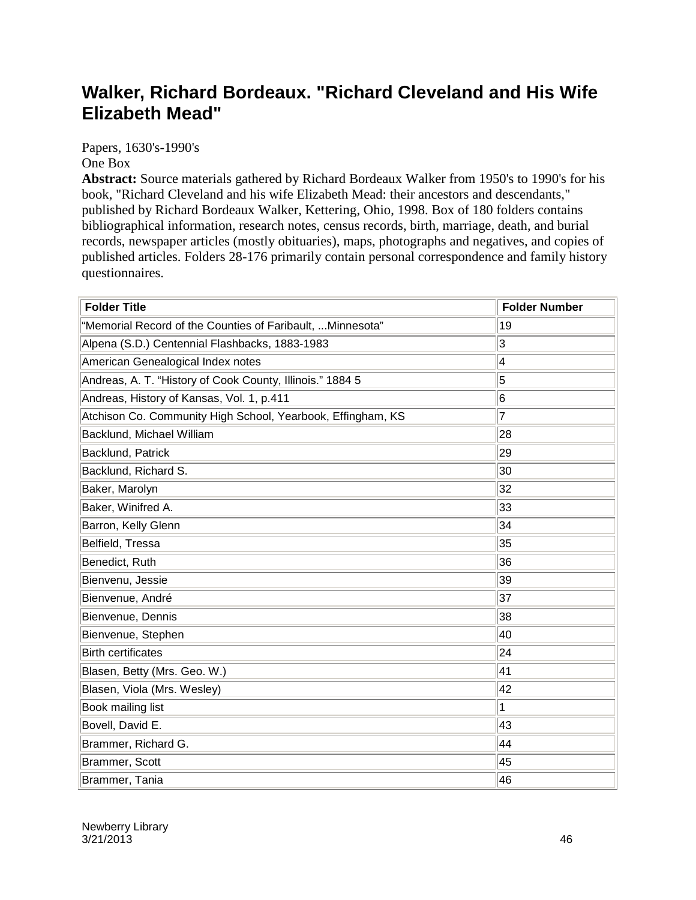## Walker, Richard Bordeaux. "Richard Cleveland and His Wife Elizabeth Mead"

Papers, 1630's-1990's
One Box

**Abstract:** Source materials gathered by Richard Bordeaux Walker from 1950's to 1990's for his book, "Richard Cleveland and his wife Elizabeth Mead: their ancestors and descendants," published by Richard Bordeaux Walker, Kettering, Ohio, 1998. Box of 180 folders contains bibliographical information, research notes, census records, birth, marriage, death, and burial records, newspaper articles (mostly obituaries), maps, photographs and negatives, and copies of published articles. Folders 28-176 primarily contain personal correspondence and family history questionnaires.

| Folder Title | Folder Number |
|---|---|
| "Memorial Record of the Counties of Faribault, ...Minnesota" | 19 |
| Alpena (S.D.) Centennial Flashbacks, 1883-1983 | 3 |
| American Genealogical Index notes | 4 |
| Andreas, A. T. "History of Cook County, Illinois." 1884 5 | 5 |
| Andreas, History of Kansas, Vol. 1, p.411 | 6 |
| Atchison Co. Community High School, Yearbook, Effingham, KS | 7 |
| Backlund, Michael William | 28 |
| Backlund, Patrick | 29 |
| Backlund, Richard S. | 30 |
| Baker, Marolyn | 32 |
| Baker, Winifred A. | 33 |
| Barron, Kelly Glenn | 34 |
| Belfield, Tressa | 35 |
| Benedict, Ruth | 36 |
| Bienvenu, Jessie | 39 |
| Bienvenue, André | 37 |
| Bienvenue, Dennis | 38 |
| Bienvenue, Stephen | 40 |
| Birth certificates | 24 |
| Blasen, Betty (Mrs. Geo. W.) | 41 |
| Blasen, Viola (Mrs. Wesley) | 42 |
| Book mailing list | 1 |
| Bovell, David E. | 43 |
| Brammer, Richard G. | 44 |
| Brammer, Scott | 45 |
| Brammer, Tania | 46 |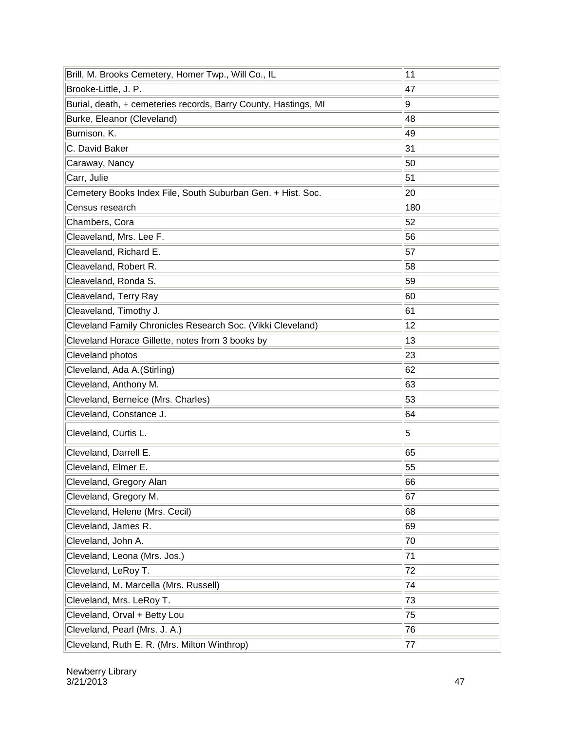| | |
|---|---|
| Brill, M. Brooks Cemetery, Homer Twp., Will Co., IL | 11 |
| Brooke-Little, J. P. | 47 |
| Burial, death, + cemeteries records, Barry County, Hastings, MI | 9 |
| Burke, Eleanor (Cleveland) | 48 |
| Burnison, K. | 49 |
| C. David Baker | 31 |
| Caraway, Nancy | 50 |
| Carr, Julie | 51 |
| Cemetery Books Index File, South Suburban Gen. + Hist. Soc. | 20 |
| Census research | 180 |
| Chambers, Cora | 52 |
| Cleaveland, Mrs. Lee F. | 56 |
| Cleaveland, Richard E. | 57 |
| Cleaveland, Robert R. | 58 |
| Cleaveland, Ronda S. | 59 |
| Cleaveland, Terry Ray | 60 |
| Cleaveland, Timothy J. | 61 |
| Cleveland Family Chronicles Research Soc. (Vikki Cleveland) | 12 |
| Cleveland Horace Gillette, notes from 3 books by | 13 |
| Cleveland photos | 23 |
| Cleveland, Ada A.(Stirling) | 62 |
| Cleveland, Anthony M. | 63 |
| Cleveland, Berneice (Mrs. Charles) | 53 |
| Cleveland, Constance J. | 64 |
| Cleveland, Curtis L. | 5 |
| Cleveland, Darrell E. | 65 |
| Cleveland, Elmer E. | 55 |
| Cleveland, Gregory Alan | 66 |
| Cleveland, Gregory M. | 67 |
| Cleveland, Helene (Mrs. Cecil) | 68 |
| Cleveland, James R. | 69 |
| Cleveland, John A. | 70 |
| Cleveland, Leona (Mrs. Jos.) | 71 |
| Cleveland, LeRoy T. | 72 |
| Cleveland, M. Marcella (Mrs. Russell) | 74 |
| Cleveland, Mrs. LeRoy T. | 73 |
| Cleveland, Orval + Betty Lou | 75 |
| Cleveland, Pearl (Mrs. J. A.) | 76 |
| Cleveland, Ruth E. R. (Mrs. Milton Winthrop) | 77 |

Newberry Library
3/21/2013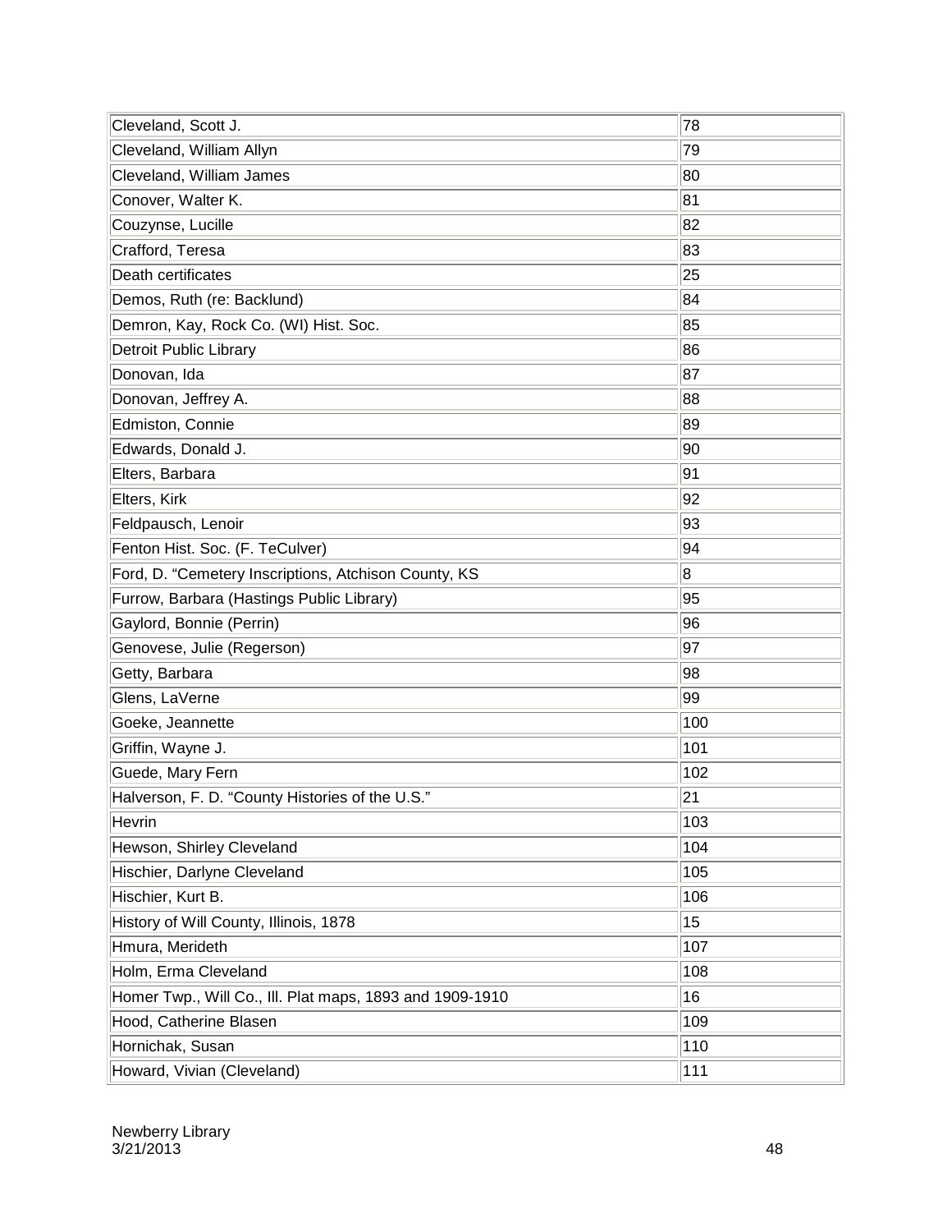| | |
|---|---|
| Cleveland, Scott J. | 78 |
| Cleveland, William Allyn | 79 |
| Cleveland, William James | 80 |
| Conover, Walter K. | 81 |
| Couzynse, Lucille | 82 |
| Crafford, Teresa | 83 |
| Death certificates | 25 |
| Demos, Ruth (re: Backlund) | 84 |
| Demron, Kay, Rock Co. (WI) Hist. Soc. | 85 |
| Detroit Public Library | 86 |
| Donovan, Ida | 87 |
| Donovan, Jeffrey A. | 88 |
| Edmiston, Connie | 89 |
| Edwards, Donald J. | 90 |
| Elters, Barbara | 91 |
| Elters, Kirk | 92 |
| Feldpausch, Lenoir | 93 |
| Fenton Hist. Soc. (F. TeCulver) | 94 |
| Ford, D. "Cemetery Inscriptions, Atchison County, KS | 8 |
| Furrow, Barbara (Hastings Public Library) | 95 |
| Gaylord, Bonnie (Perrin) | 96 |
| Genovese, Julie (Regerson) | 97 |
| Getty, Barbara | 98 |
| Glens, LaVerne | 99 |
| Goeke, Jeannette | 100 |
| Griffin, Wayne J. | 101 |
| Guede, Mary Fern | 102 |
| Halverson, F. D. "County Histories of the U.S." | 21 |
| Hevrin | 103 |
| Hewson, Shirley Cleveland | 104 |
| Hischier, Darlyne Cleveland | 105 |
| Hischier, Kurt B. | 106 |
| History of Will County, Illinois, 1878 | 15 |
| Hmura, Merideth | 107 |
| Holm, Erma Cleveland | 108 |
| Homer Twp., Will Co., Ill. Plat maps, 1893 and 1909-1910 | 16 |
| Hood, Catherine Blasen | 109 |
| Hornichak, Susan | 110 |
| Howard, Vivian (Cleveland) | 111 |

Newberry Library
3/21/2013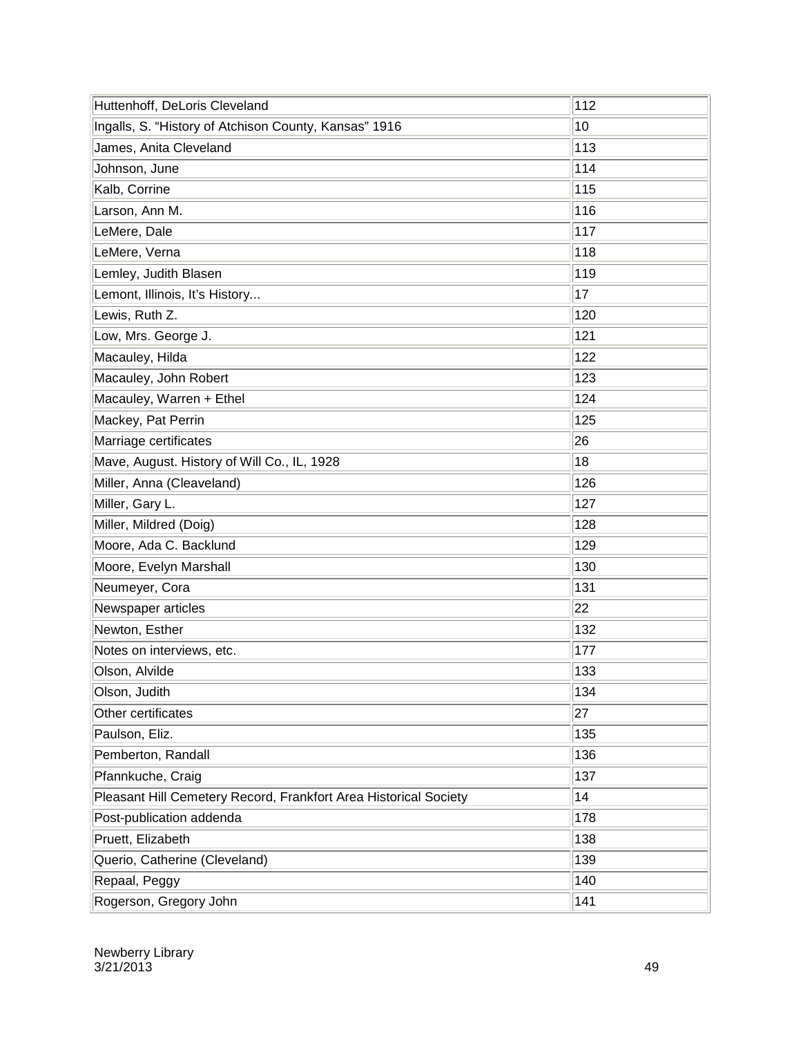| | |
|---|---|
| Huttenhoff, DeLoris Cleveland | 112 |
| Ingalls, S. “History of Atchison County, Kansas” 1916 | 10 |
| James, Anita Cleveland | 113 |
| Johnson, June | 114 |
| Kalb, Corrine | 115 |
| Larson, Ann M. | 116 |
| LeMere, Dale | 117 |
| LeMere, Verna | 118 |
| Lemley, Judith Blasen | 119 |
| Lemont, Illinois, It’s History... | 17 |
| Lewis, Ruth Z. | 120 |
| Low, Mrs. George J. | 121 |
| Macauley, Hilda | 122 |
| Macauley, John Robert | 123 |
| Macauley, Warren + Ethel | 124 |
| Mackey, Pat Perrin | 125 |
| Marriage certificates | 26 |
| Mave, August. History of Will Co., IL, 1928 | 18 |
| Miller, Anna (Cleaveland) | 126 |
| Miller, Gary L. | 127 |
| Miller, Mildred (Doig) | 128 |
| Moore, Ada C. Backlund | 129 |
| Moore, Evelyn Marshall | 130 |
| Neumeyer, Cora | 131 |
| Newspaper articles | 22 |
| Newton, Esther | 132 |
| Notes on interviews, etc. | 177 |
| Olson, Alvilde | 133 |
| Olson, Judith | 134 |
| Other certificates | 27 |
| Paulson, Eliz. | 135 |
| Pemberton, Randall | 136 |
| Pfannkuche, Craig | 137 |
| Pleasant Hill Cemetery Record, Frankfort Area Historical Society | 14 |
| Post-publication addenda | 178 |
| Pruett, Elizabeth | 138 |
| Querio, Catherine (Cleveland) | 139 |
| Repaal, Peggy | 140 |
| Rogerson, Gregory John | 141 |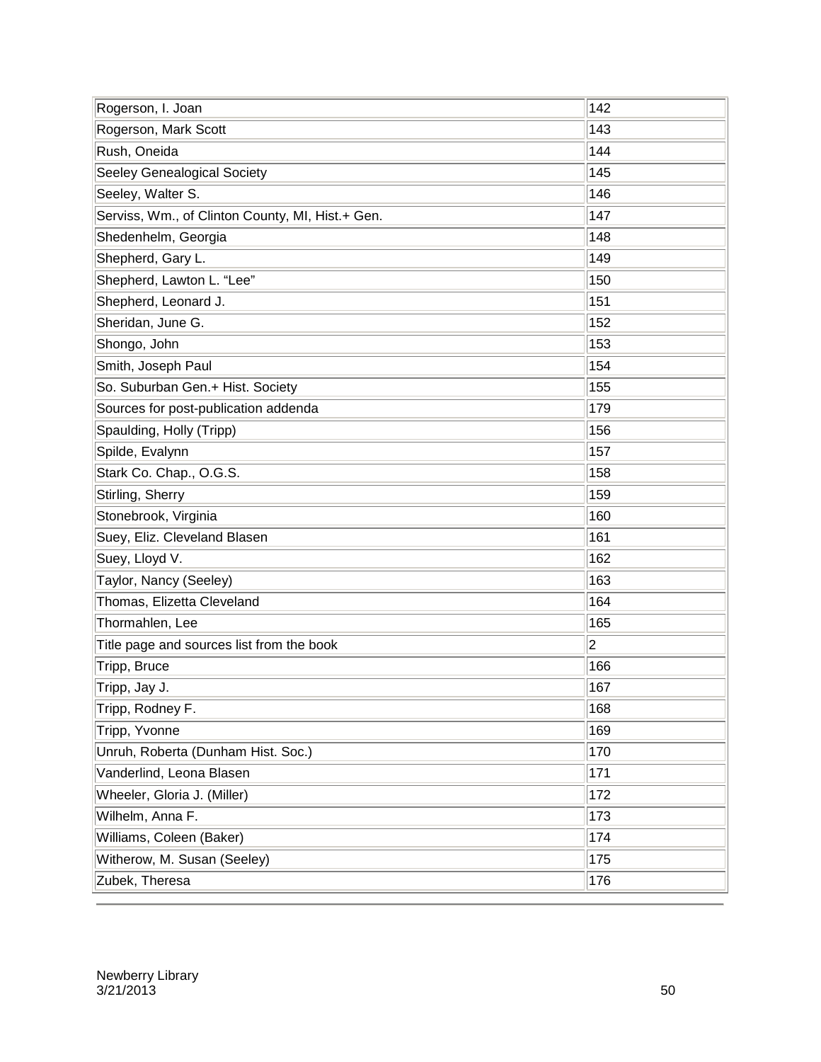| | |
|---|---|
| Rogerson, I. Joan | 142 |
| Rogerson, Mark Scott | 143 |
| Rush, Oneida | 144 |
| Seeley Genealogical Society | 145 |
| Seeley, Walter S. | 146 |
| Serviss, Wm., of Clinton County, MI, Hist.+ Gen. | 147 |
| Shedenhelm, Georgia | 148 |
| Shepherd, Gary L. | 149 |
| Shepherd, Lawton L. "Lee" | 150 |
| Shepherd, Leonard J. | 151 |
| Sheridan, June G. | 152 |
| Shongo, John | 153 |
| Smith, Joseph Paul | 154 |
| So. Suburban Gen.+ Hist. Society | 155 |
| Sources for post-publication addenda | 179 |
| Spaulding, Holly (Tripp) | 156 |
| Spilde, Evalynn | 157 |
| Stark Co. Chap., O.G.S. | 158 |
| Stirling, Sherry | 159 |
| Stonebrook, Virginia | 160 |
| Suey, Eliz. Cleveland Blasen | 161 |
| Suey, Lloyd V. | 162 |
| Taylor, Nancy (Seeley) | 163 |
| Thomas, Elizetta Cleveland | 164 |
| Thormahlen, Lee | 165 |
| Title page and sources list from the book | 2 |
| Tripp, Bruce | 166 |
| Tripp, Jay J. | 167 |
| Tripp, Rodney F. | 168 |
| Tripp, Yvonne | 169 |
| Unruh, Roberta (Dunham Hist. Soc.) | 170 |
| Vanderlind, Leona Blasen | 171 |
| Wheeler, Gloria J. (Miller) | 172 |
| Wilhelm, Anna F. | 173 |
| Williams, Coleen (Baker) | 174 |
| Witherow, M. Susan (Seeley) | 175 |
| Zubek, Theresa | 176 |

Newberry Library
3/21/2013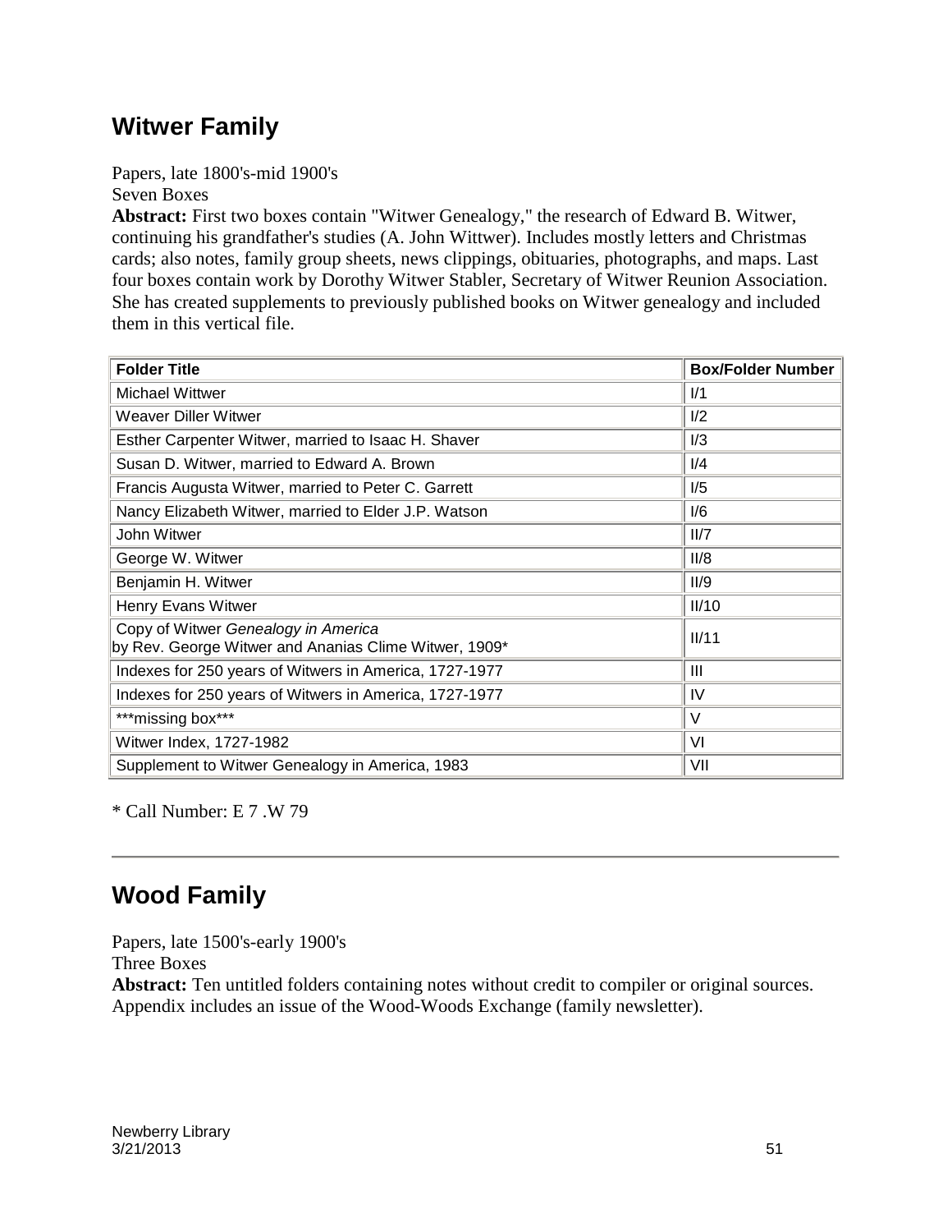## Witwer Family

Papers, late 1800's-mid 1900's
Seven Boxes
**Abstract:** First two boxes contain "Witwer Genealogy," the research of Edward B. Witwer, continuing his grandfather's studies (A. John Wittwer). Includes mostly letters and Christmas cards; also notes, family group sheets, news clippings, obituaries, photographs, and maps. Last four boxes contain work by Dorothy Witwer Stabler, Secretary of Witwer Reunion Association. She has created supplements to previously published books on Witwer genealogy and included them in this vertical file.

| Folder Title | Box/Folder Number |
|---|---|
| Michael Wittwer | I/1 |
| Weaver Diller Witwer | I/2 |
| Esther Carpenter Witwer, married to Isaac H. Shaver | I/3 |
| Susan D. Witwer, married to Edward A. Brown | I/4 |
| Francis Augusta Witwer, married to Peter C. Garrett | I/5 |
| Nancy Elizabeth Witwer, married to Elder J.P. Watson | I/6 |
| John Witwer | II/7 |
| George W. Witwer | II/8 |
| Benjamin H. Witwer | II/9 |
| Henry Evans Witwer | II/10 |
| Copy of Witwer *Genealogy in America* by Rev. George Witwer and Ananias Clime Witwer, 1909* | II/11 |
| Indexes for 250 years of Witwers in America, 1727-1977 | III |
| Indexes for 250 years of Witwers in America, 1727-1977 | IV |
| ***missing box*** | V |
| Witwer Index, 1727-1982 | VI |
| Supplement to Witwer Genealogy in America, 1983 | VII |

* Call Number: E 7 .W 79

---

## Wood Family

Papers, late 1500's-early 1900's
Three Boxes
**Abstract:** Ten untitled folders containing notes without credit to compiler or original sources. Appendix includes an issue of the Wood-Woods Exchange (family newsletter).